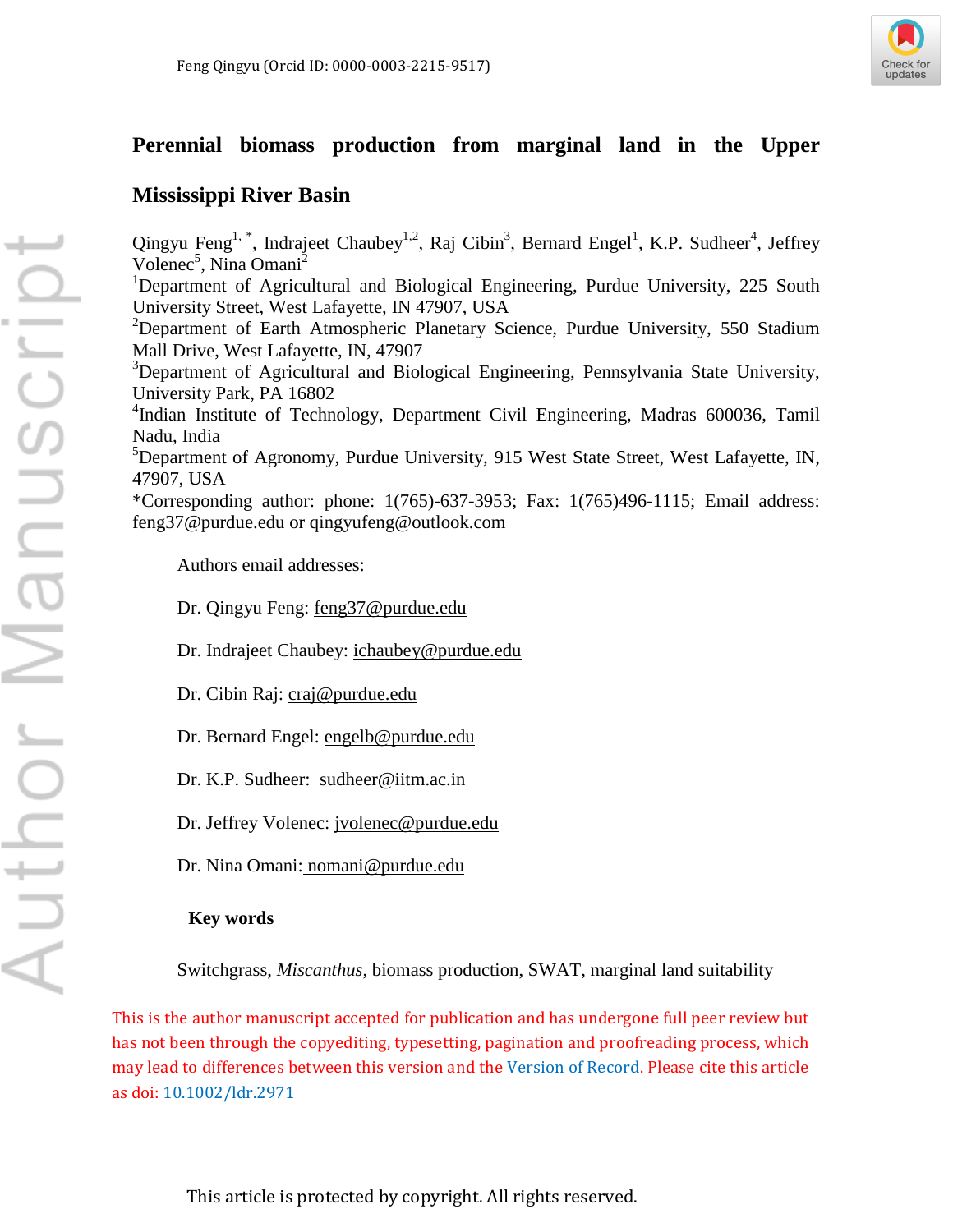Feng Qingyu (Orcid ID: 0000-0003-2215-9517)

# Perennial biomass production from marginal land in the Upper Mississippi River Basin

Qingyu Feng[1, *], Indrajeet Chaubey[1,2], Raj Cibin[3], Bernard Engel[1], K.P. Sudheer[4], Jeffrey Volenec[5], Nina Omani[2]

[1]Department of Agricultural and Biological Engineering, Purdue University, 225 South University Street, West Lafayette, IN 47907, USA

[2]Department of Earth Atmospheric Planetary Science, Purdue University, 550 Stadium Mall Drive, West Lafayette, IN, 47907

[3]Department of Agricultural and Biological Engineering, Pennsylvania State University, University Park, PA 16802

[4]Indian Institute of Technology, Department Civil Engineering, Madras 600036, Tamil Nadu, India

[5]Department of Agronomy, Purdue University, 915 West State Street, West Lafayette, IN, 47907, USA

*Corresponding author: phone: 1(765)-637-3953; Fax: 1(765)496-1115; Email address: feng37@purdue.edu or qingyufeng@outlook.com

Authors email addresses:

Dr. Qingyu Feng: feng37@purdue.edu

Dr. Indrajeet Chaubey: ichaubey@purdue.edu

Dr. Cibin Raj: craj@purdue.edu

Dr. Bernard Engel: engelb@purdue.edu

Dr. K.P. Sudheer: sudheer@iitm.ac.in

Dr. Jeffrey Volenec: jvolenec@purdue.edu

Dr. Nina Omani: nomani@purdue.edu

## Key words

Switchgrass, *Miscanthus*, biomass production, SWAT, marginal land suitability

This is the author manuscript accepted for publication and has undergone full peer review but has not been through the copyediting, typesetting, pagination and proofreading process, which may lead to differences between this version and the Version of Record. Please cite this article as doi: 10.1002/ldr.2971

This article is protected by copyright. All rights reserved.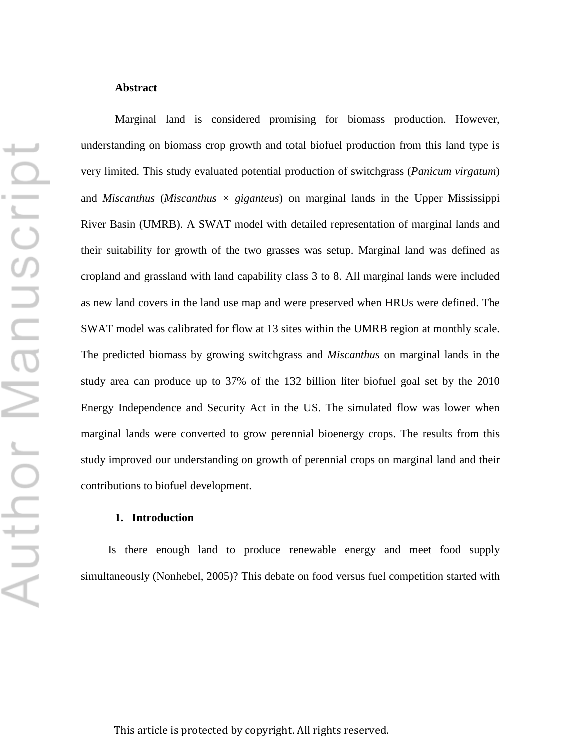**Abstract**

Marginal land is considered promising for biomass production. However, understanding on biomass crop growth and total biofuel production from this land type is very limited. This study evaluated potential production of switchgrass (*Panicum virgatum*) and *Miscanthus* (*Miscanthus* × *giganteus*) on marginal lands in the Upper Mississippi River Basin (UMRB). A SWAT model with detailed representation of marginal lands and their suitability for growth of the two grasses was setup. Marginal land was defined as cropland and grassland with land capability class 3 to 8. All marginal lands were included as new land covers in the land use map and were preserved when HRUs were defined. The SWAT model was calibrated for flow at 13 sites within the UMRB region at monthly scale. The predicted biomass by growing switchgrass and *Miscanthus* on marginal lands in the study area can produce up to 37% of the 132 billion liter biofuel goal set by the 2010 Energy Independence and Security Act in the US. The simulated flow was lower when marginal lands were converted to grow perennial bioenergy crops. The results from this study improved our understanding on growth of perennial crops on marginal land and their contributions to biofuel development.

## 1. Introduction

Is there enough land to produce renewable energy and meet food supply simultaneously (Nonhebel, 2005)? This debate on food versus fuel competition started with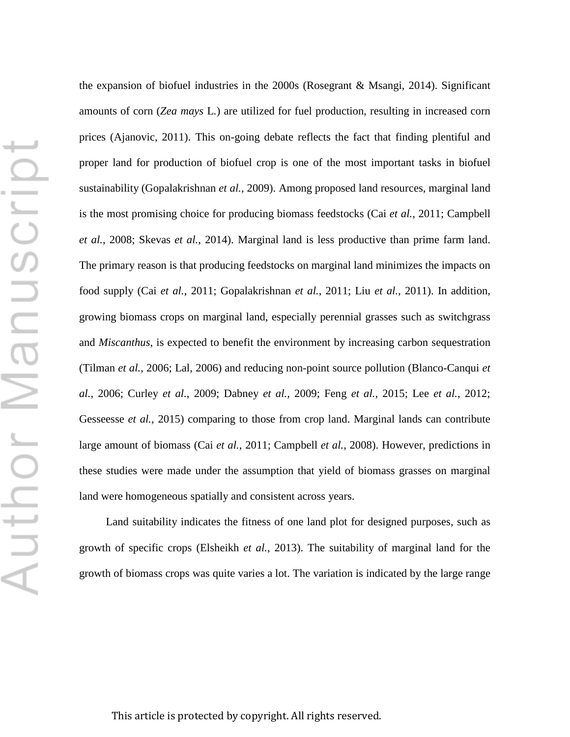the expansion of biofuel industries in the 2000s (Rosegrant & Msangi, 2014). Significant amounts of corn (*Zea mays* L.) are utilized for fuel production, resulting in increased corn prices (Ajanovic, 2011). This on-going debate reflects the fact that finding plentiful and proper land for production of biofuel crop is one of the most important tasks in biofuel sustainability (Gopalakrishnan *et al.*, 2009). Among proposed land resources, marginal land is the most promising choice for producing biomass feedstocks (Cai *et al.*, 2011; Campbell *et al.*, 2008; Skevas *et al.*, 2014). Marginal land is less productive than prime farm land. The primary reason is that producing feedstocks on marginal land minimizes the impacts on food supply (Cai *et al.*, 2011; Gopalakrishnan *et al.*, 2011; Liu *et al.*, 2011). In addition, growing biomass crops on marginal land, especially perennial grasses such as switchgrass and *Miscanthus*, is expected to benefit the environment by increasing carbon sequestration (Tilman *et al.*, 2006; Lal, 2006) and reducing non-point source pollution (Blanco-Canqui *et al.*, 2006; Curley *et al*., 2009; Dabney *et al.*, 2009; Feng *et al.*, 2015; Lee *et al.*, 2012; Gesseesse *et al.*, 2015) comparing to those from crop land. Marginal lands can contribute large amount of biomass (Cai *et al.*, 2011; Campbell *et al.*, 2008). However, predictions in these studies were made under the assumption that yield of biomass grasses on marginal land were homogeneous spatially and consistent across years.

Land suitability indicates the fitness of one land plot for designed purposes, such as growth of specific crops (Elsheikh *et al.*, 2013). The suitability of marginal land for the growth of biomass crops was quite varies a lot. The variation is indicated by the large range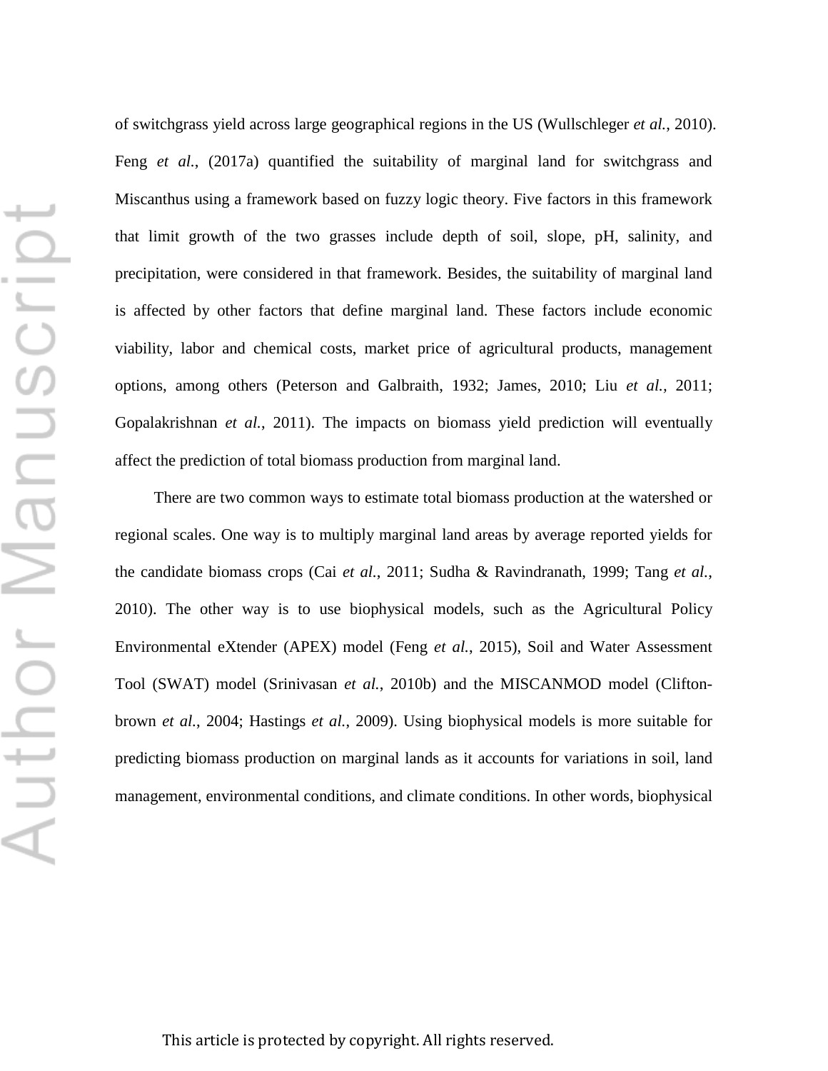of switchgrass yield across large geographical regions in the US (Wullschleger *et al.*, 2010). Feng *et al.*, (2017a) quantified the suitability of marginal land for switchgrass and Miscanthus using a framework based on fuzzy logic theory. Five factors in this framework that limit growth of the two grasses include depth of soil, slope, pH, salinity, and precipitation, were considered in that framework. Besides, the suitability of marginal land is affected by other factors that define marginal land. These factors include economic viability, labor and chemical costs, market price of agricultural products, management options, among others (Peterson and Galbraith, 1932; James, 2010; Liu *et al.*, 2011; Gopalakrishnan *et al.*, 2011). The impacts on biomass yield prediction will eventually affect the prediction of total biomass production from marginal land.

There are two common ways to estimate total biomass production at the watershed or regional scales. One way is to multiply marginal land areas by average reported yields for the candidate biomass crops (Cai *et al.*, 2011; Sudha & Ravindranath, 1999; Tang *et al.*, 2010). The other way is to use biophysical models, such as the Agricultural Policy Environmental eXtender (APEX) model (Feng *et al.*, 2015), Soil and Water Assessment Tool (SWAT) model (Srinivasan *et al.*, 2010b) and the MISCANMOD model (Clifton-brown *et al.*, 2004; Hastings *et al.*, 2009). Using biophysical models is more suitable for predicting biomass production on marginal lands as it accounts for variations in soil, land management, environmental conditions, and climate conditions. In other words, biophysical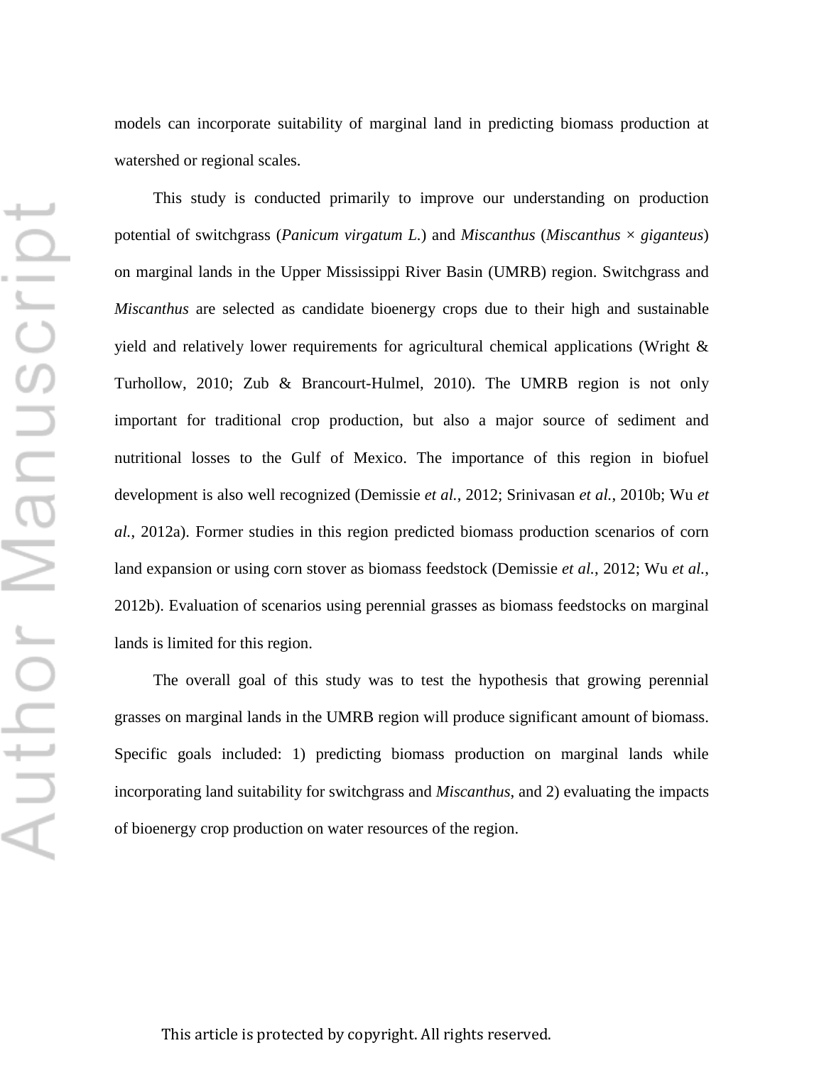models can incorporate suitability of marginal land in predicting biomass production at watershed or regional scales.

This study is conducted primarily to improve our understanding on production potential of switchgrass (*Panicum virgatum L.*) and *Miscanthus* (*Miscanthus* × *giganteus*) on marginal lands in the Upper Mississippi River Basin (UMRB) region. Switchgrass and *Miscanthus* are selected as candidate bioenergy crops due to their high and sustainable yield and relatively lower requirements for agricultural chemical applications (Wright & Turhollow, 2010; Zub & Brancourt-Hulmel, 2010). The UMRB region is not only important for traditional crop production, but also a major source of sediment and nutritional losses to the Gulf of Mexico. The importance of this region in biofuel development is also well recognized (Demissie *et al.*, 2012; Srinivasan *et al.*, 2010b; Wu *et al.*, 2012a). Former studies in this region predicted biomass production scenarios of corn land expansion or using corn stover as biomass feedstock (Demissie *et al.*, 2012; Wu *et al.*, 2012b). Evaluation of scenarios using perennial grasses as biomass feedstocks on marginal lands is limited for this region.

The overall goal of this study was to test the hypothesis that growing perennial grasses on marginal lands in the UMRB region will produce significant amount of biomass. Specific goals included: 1) predicting biomass production on marginal lands while incorporating land suitability for switchgrass and *Miscanthus*, and 2) evaluating the impacts of bioenergy crop production on water resources of the region.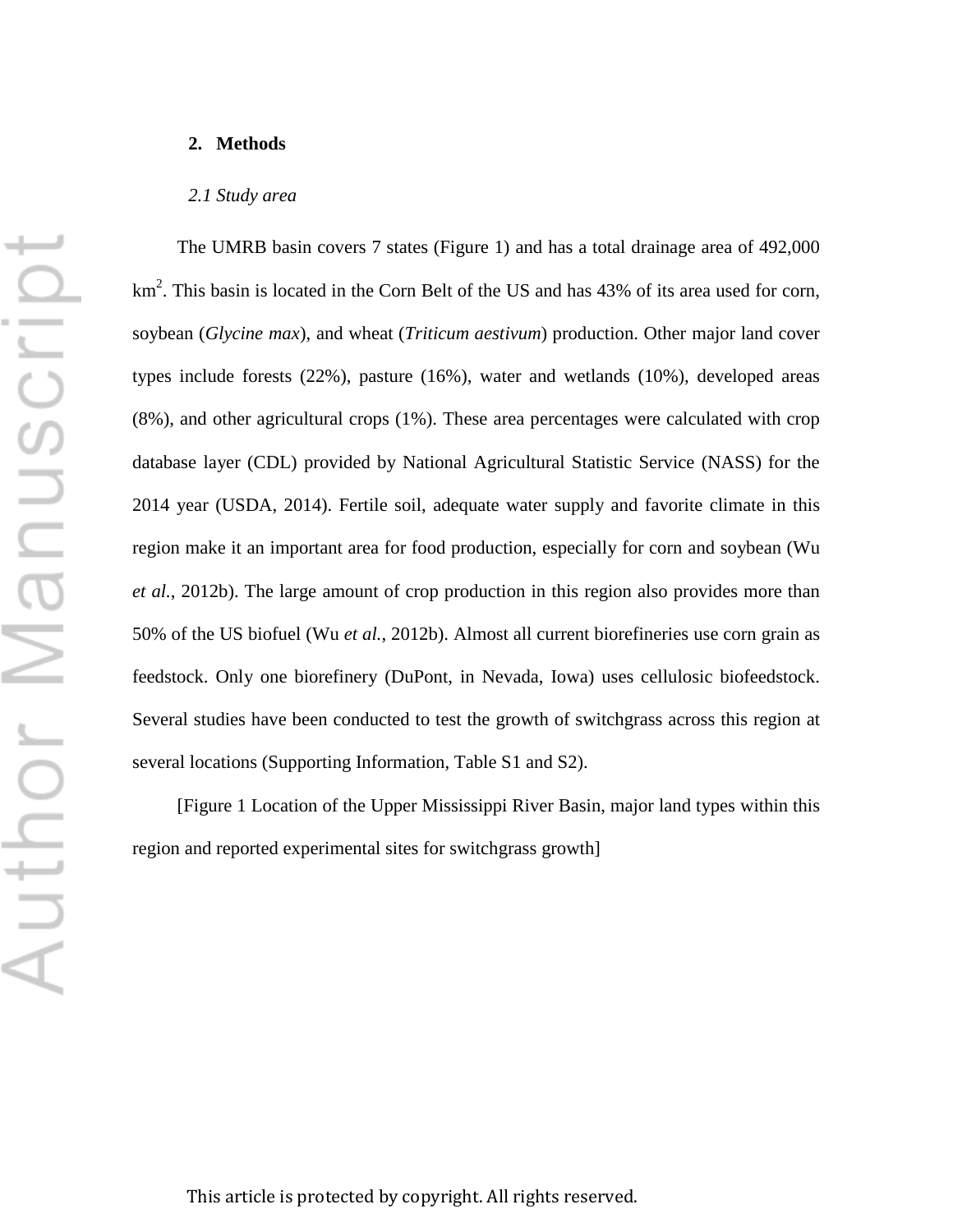## 2. Methods

### *2.1 Study area*

The UMRB basin covers 7 states (Figure 1) and has a total drainage area of 492,000 $km^2$. This basin is located in the Corn Belt of the US and has 43% of its area used for corn, soybean (*Glycine max*), and wheat (*Triticum aestivum*) production. Other major land cover types include forests (22%), pasture (16%), water and wetlands (10%), developed areas (8%), and other agricultural crops (1%). These area percentages were calculated with crop database layer (CDL) provided by National Agricultural Statistic Service (NASS) for the 2014 year (USDA, 2014). Fertile soil, adequate water supply and favorite climate in this region make it an important area for food production, especially for corn and soybean (Wu *et al.*, 2012b). The large amount of crop production in this region also provides more than 50% of the US biofuel (Wu *et al.*, 2012b). Almost all current biorefineries use corn grain as feedstock. Only one biorefinery (DuPont, in Nevada, Iowa) uses cellulosic biofeedstock. Several studies have been conducted to test the growth of switchgrass across this region at several locations (Supporting Information, Table S1 and S2).

[Figure 1 Location of the Upper Mississippi River Basin, major land types within this region and reported experimental sites for switchgrass growth]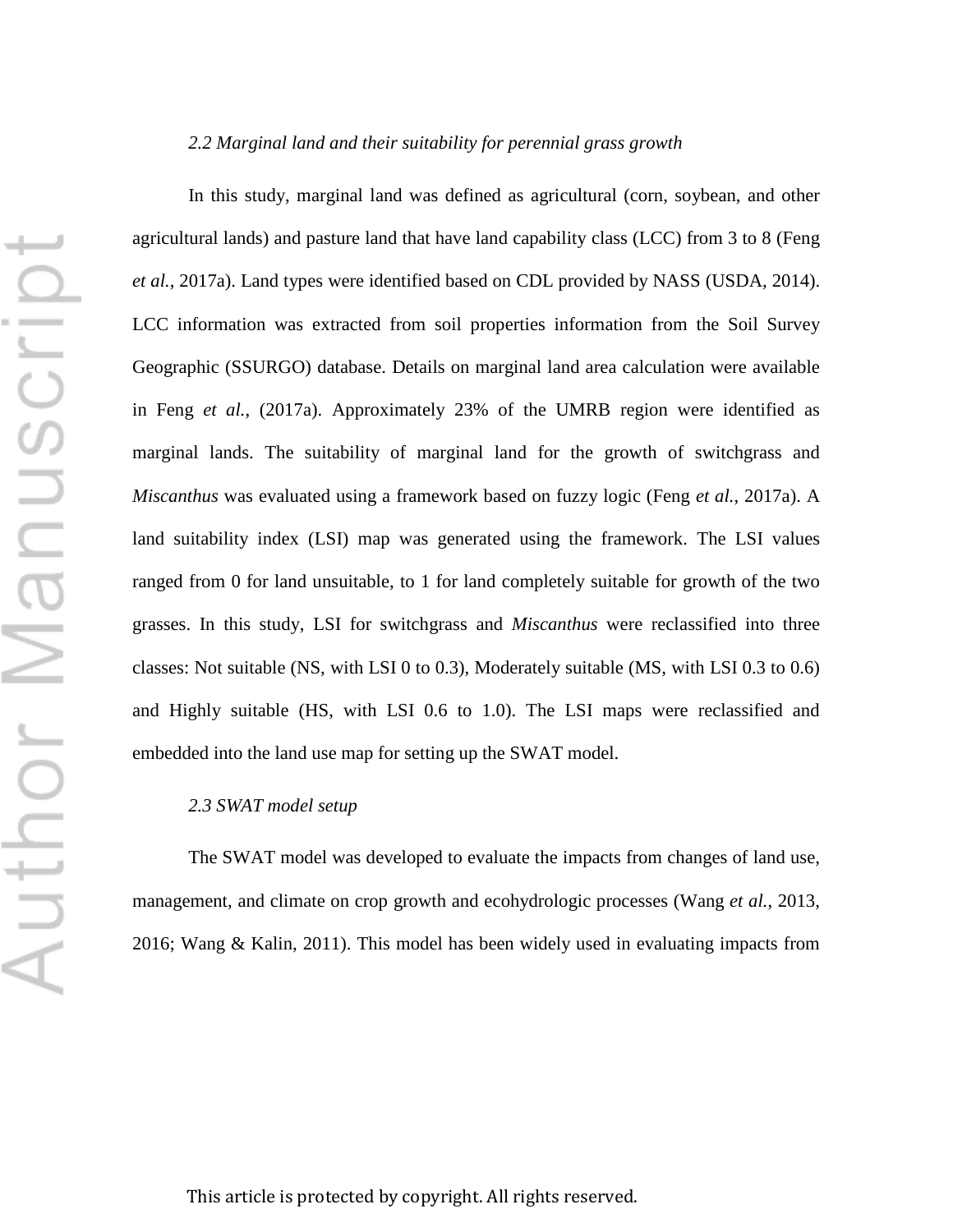### *2.2 Marginal land and their suitability for perennial grass growth*

In this study, marginal land was defined as agricultural (corn, soybean, and other agricultural lands) and pasture land that have land capability class (LCC) from 3 to 8 (Feng *et al.*, 2017a). Land types were identified based on CDL provided by NASS (USDA, 2014). LCC information was extracted from soil properties information from the Soil Survey Geographic (SSURGO) database. Details on marginal land area calculation were available in Feng *et al.*, (2017a). Approximately 23% of the UMRB region were identified as marginal lands. The suitability of marginal land for the growth of switchgrass and *Miscanthus* was evaluated using a framework based on fuzzy logic (Feng *et al.*, 2017a). A land suitability index (LSI) map was generated using the framework. The LSI values ranged from 0 for land unsuitable, to 1 for land completely suitable for growth of the two grasses. In this study, LSI for switchgrass and *Miscanthus* were reclassified into three classes: Not suitable (NS, with LSI 0 to 0.3), Moderately suitable (MS, with LSI 0.3 to 0.6) and Highly suitable (HS, with LSI 0.6 to 1.0). The LSI maps were reclassified and embedded into the land use map for setting up the SWAT model.

### *2.3 SWAT model setup*

The SWAT model was developed to evaluate the impacts from changes of land use, management, and climate on crop growth and ecohydrologic processes (Wang *et al.*, 2013, 2016; Wang & Kalin, 2011). This model has been widely used in evaluating impacts from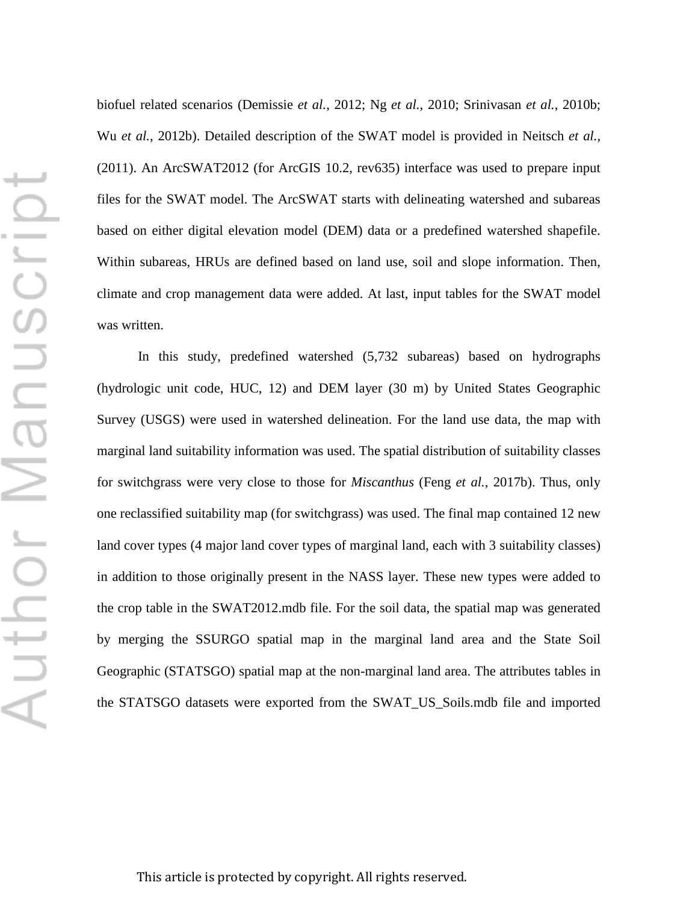biofuel related scenarios (Demissie *et al.*, 2012; Ng *et al.*, 2010; Srinivasan *et al.*, 2010b; Wu *et al.*, 2012b). Detailed description of the SWAT model is provided in Neitsch *et al.*, (2011). An ArcSWAT2012 (for ArcGIS 10.2, rev635) interface was used to prepare input files for the SWAT model. The ArcSWAT starts with delineating watershed and subareas based on either digital elevation model (DEM) data or a predefined watershed shapefile. Within subareas, HRUs are defined based on land use, soil and slope information. Then, climate and crop management data were added. At last, input tables for the SWAT model was written.

In this study, predefined watershed (5,732 subareas) based on hydrographs (hydrologic unit code, HUC, 12) and DEM layer (30 m) by United States Geographic Survey (USGS) were used in watershed delineation. For the land use data, the map with marginal land suitability information was used. The spatial distribution of suitability classes for switchgrass were very close to those for *Miscanthus* (Feng *et al.*, 2017b). Thus, only one reclassified suitability map (for switchgrass) was used. The final map contained 12 new land cover types (4 major land cover types of marginal land, each with 3 suitability classes) in addition to those originally present in the NASS layer. These new types were added to the crop table in the SWAT2012.mdb file. For the soil data, the spatial map was generated by merging the SSURGO spatial map in the marginal land area and the State Soil Geographic (STATSGO) spatial map at the non-marginal land area. The attributes tables in the STATSGO datasets were exported from the SWAT_US_Soils.mdb file and imported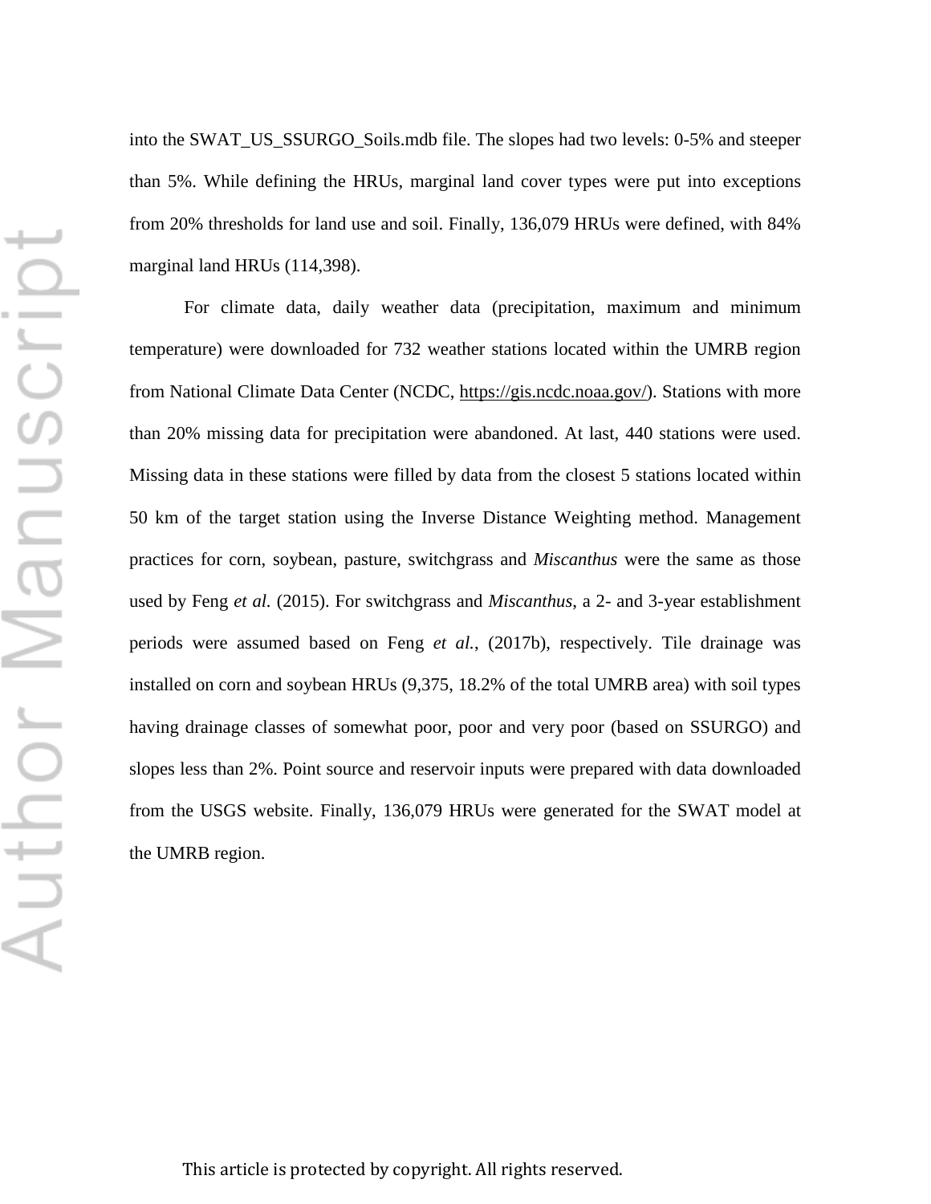into the SWAT_US_SSURGO_Soils.mdb file. The slopes had two levels: 0-5% and steeper than 5%. While defining the HRUs, marginal land cover types were put into exceptions from 20% thresholds for land use and soil. Finally, 136,079 HRUs were defined, with 84% marginal land HRUs (114,398).

For climate data, daily weather data (precipitation, maximum and minimum temperature) were downloaded for 732 weather stations located within the UMRB region from National Climate Data Center (NCDC, https://gis.ncdc.noaa.gov/). Stations with more than 20% missing data for precipitation were abandoned. At last, 440 stations were used. Missing data in these stations were filled by data from the closest 5 stations located within 50 km of the target station using the Inverse Distance Weighting method. Management practices for corn, soybean, pasture, switchgrass and *Miscanthus* were the same as those used by Feng *et al.* (2015). For switchgrass and *Miscanthus*, a 2- and 3-year establishment periods were assumed based on Feng *et al.*, (2017b), respectively. Tile drainage was installed on corn and soybean HRUs (9,375, 18.2% of the total UMRB area) with soil types having drainage classes of somewhat poor, poor and very poor (based on SSURGO) and slopes less than 2%. Point source and reservoir inputs were prepared with data downloaded from the USGS website. Finally, 136,079 HRUs were generated for the SWAT model at the UMRB region.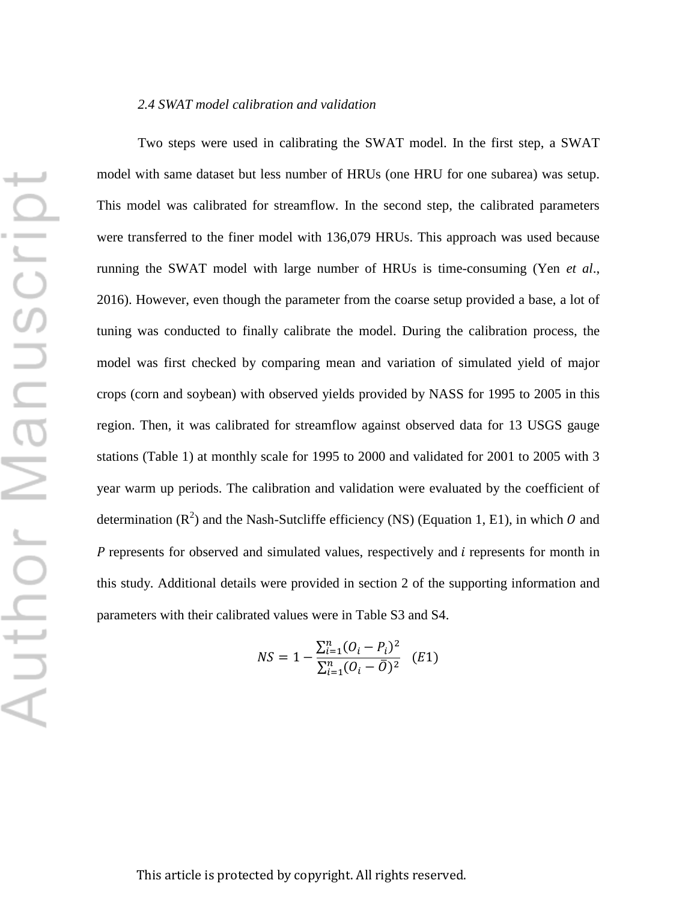*2.4 SWAT model calibration and validation*

Two steps were used in calibrating the SWAT model. In the first step, a SWAT model with same dataset but less number of HRUs (one HRU for one subarea) was setup. This model was calibrated for streamflow. In the second step, the calibrated parameters were transferred to the finer model with 136,079 HRUs. This approach was used because running the SWAT model with large number of HRUs is time-consuming (Yen *et al*., 2016). However, even though the parameter from the coarse setup provided a base, a lot of tuning was conducted to finally calibrate the model. During the calibration process, the model was first checked by comparing mean and variation of simulated yield of major crops (corn and soybean) with observed yields provided by NASS for 1995 to 2005 in this region. Then, it was calibrated for streamflow against observed data for 13 USGS gauge stations (Table 1) at monthly scale for 1995 to 2000 and validated for 2001 to 2005 with 3 year warm up periods. The calibration and validation were evaluated by the coefficient of determination ($R^2$) and the Nash-Sutcliffe efficiency (NS) (Equation 1, E1), in which $O$ and $P$ represents for observed and simulated values, respectively and $i$ represents for month in this study. Additional details were provided in section 2 of the supporting information and parameters with their calibrated values were in Table S3 and S4.

$$NS = 1 - \frac{\sum_{i=1}^{n}(O_i - P_i)^2}{\sum_{i=1}^{n}(O_i - \bar{O})^2} \quad (E1)$$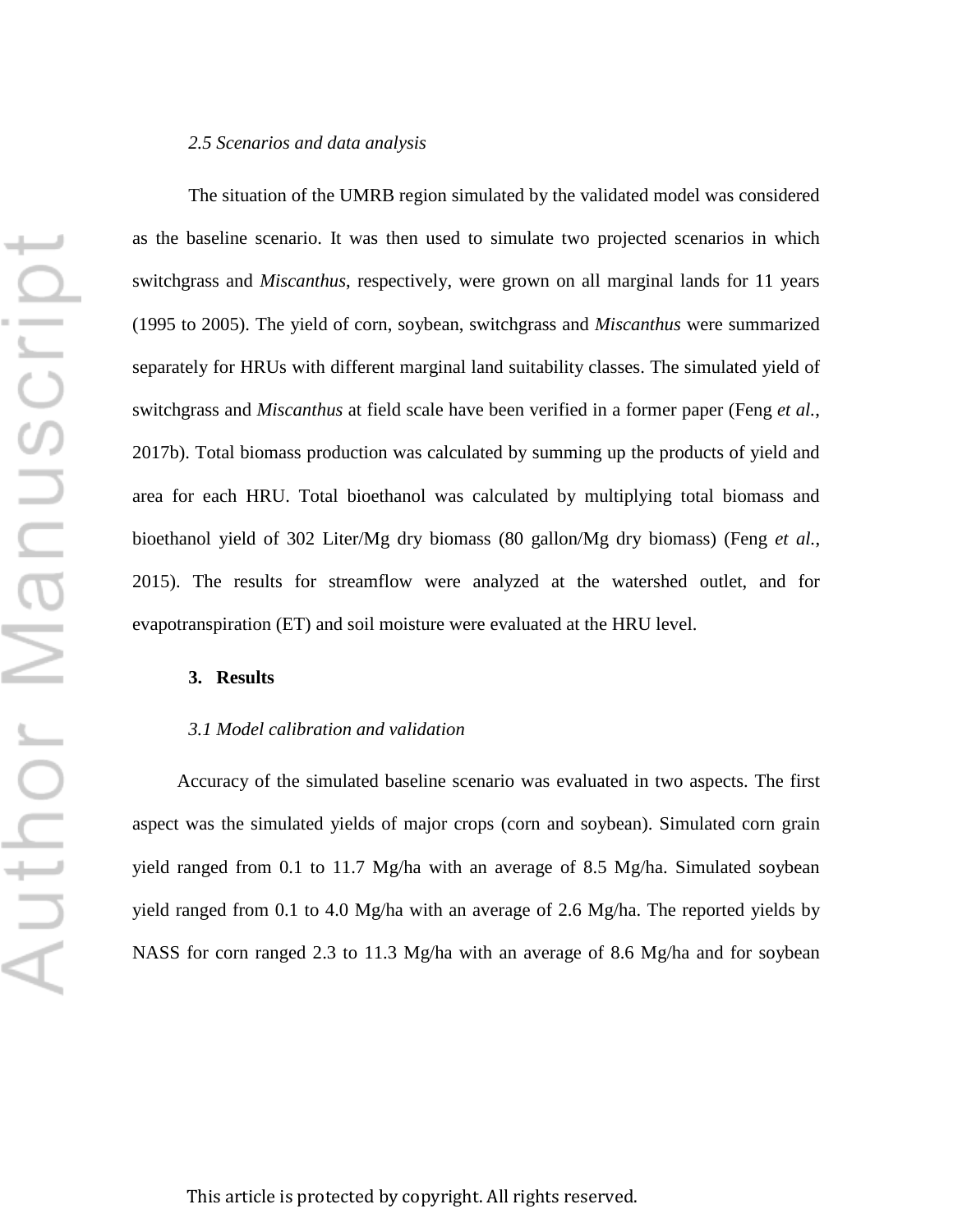*2.5 Scenarios and data analysis*

The situation of the UMRB region simulated by the validated model was considered as the baseline scenario. It was then used to simulate two projected scenarios in which switchgrass and *Miscanthus*, respectively, were grown on all marginal lands for 11 years (1995 to 2005). The yield of corn, soybean, switchgrass and *Miscanthus* were summarized separately for HRUs with different marginal land suitability classes. The simulated yield of switchgrass and *Miscanthus* at field scale have been verified in a former paper (Feng *et al.*, 2017b). Total biomass production was calculated by summing up the products of yield and area for each HRU. Total bioethanol was calculated by multiplying total biomass and bioethanol yield of 302 Liter/Mg dry biomass (80 gallon/Mg dry biomass) (Feng *et al.*, 2015). The results for streamflow were analyzed at the watershed outlet, and for evapotranspiration (ET) and soil moisture were evaluated at the HRU level.

## 3. Results

*3.1 Model calibration and validation*

Accuracy of the simulated baseline scenario was evaluated in two aspects. The first aspect was the simulated yields of major crops (corn and soybean). Simulated corn grain yield ranged from 0.1 to 11.7 Mg/ha with an average of 8.5 Mg/ha. Simulated soybean yield ranged from 0.1 to 4.0 Mg/ha with an average of 2.6 Mg/ha. The reported yields by NASS for corn ranged 2.3 to 11.3 Mg/ha with an average of 8.6 Mg/ha and for soybean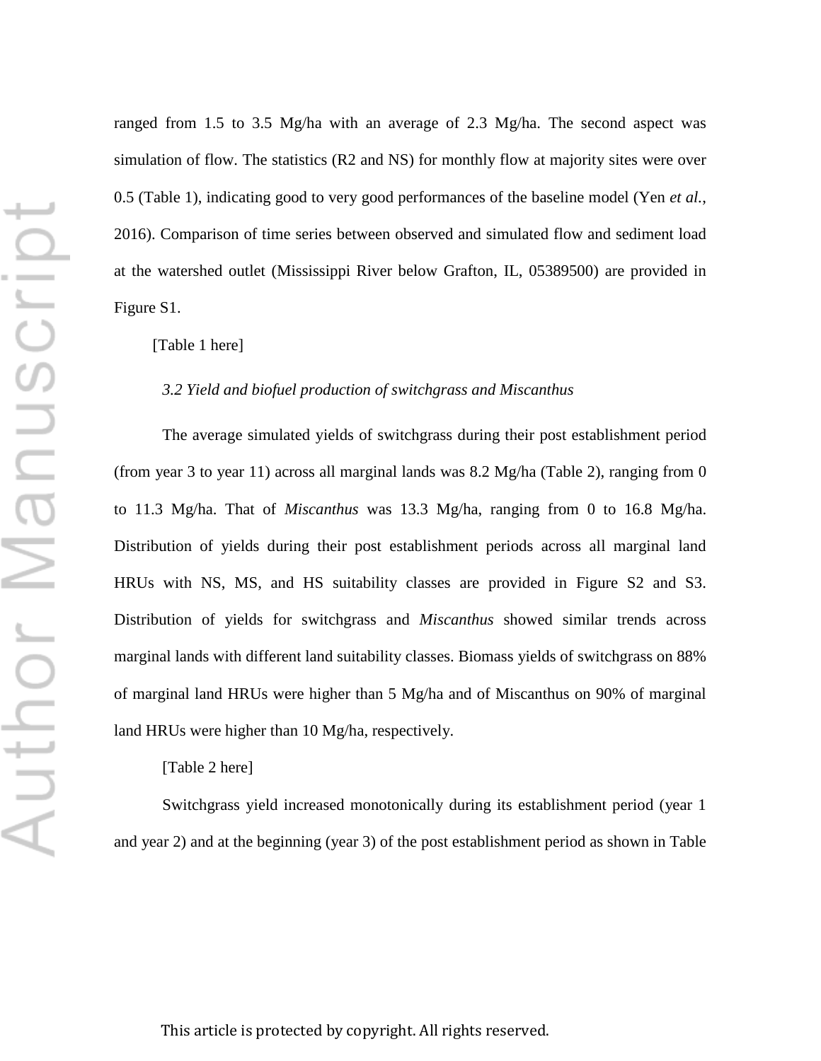ranged from 1.5 to 3.5 Mg/ha with an average of 2.3 Mg/ha. The second aspect was simulation of flow. The statistics (R2 and NS) for monthly flow at majority sites were over 0.5 (Table 1), indicating good to very good performances of the baseline model (Yen *et al.*, 2016). Comparison of time series between observed and simulated flow and sediment load at the watershed outlet (Mississippi River below Grafton, IL, 05389500) are provided in Figure S1.

[Table 1 here]

*3.2 Yield and biofuel production of switchgrass and Miscanthus*

The average simulated yields of switchgrass during their post establishment period (from year 3 to year 11) across all marginal lands was 8.2 Mg/ha (Table 2), ranging from 0 to 11.3 Mg/ha. That of *Miscanthus* was 13.3 Mg/ha, ranging from 0 to 16.8 Mg/ha. Distribution of yields during their post establishment periods across all marginal land HRUs with NS, MS, and HS suitability classes are provided in Figure S2 and S3. Distribution of yields for switchgrass and *Miscanthus* showed similar trends across marginal lands with different land suitability classes. Biomass yields of switchgrass on 88% of marginal land HRUs were higher than 5 Mg/ha and of Miscanthus on 90% of marginal land HRUs were higher than 10 Mg/ha, respectively.

[Table 2 here]

Switchgrass yield increased monotonically during its establishment period (year 1 and year 2) and at the beginning (year 3) of the post establishment period as shown in Table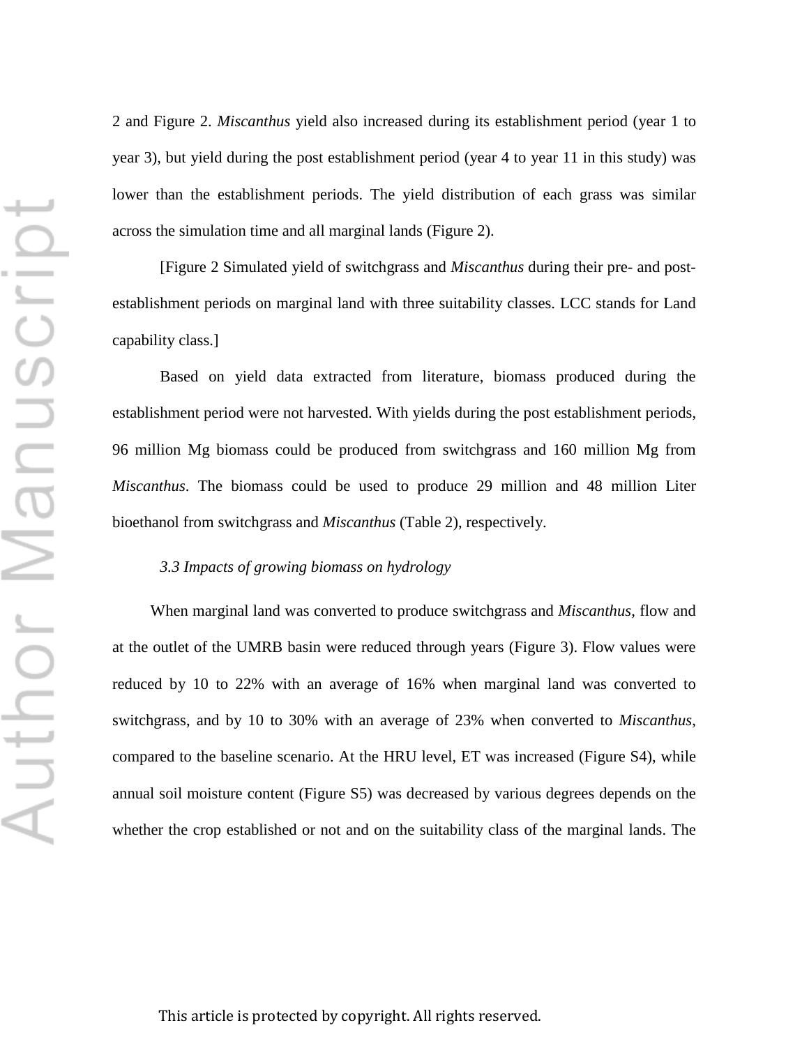2 and Figure 2. *Miscanthus* yield also increased during its establishment period (year 1 to year 3), but yield during the post establishment period (year 4 to year 11 in this study) was lower than the establishment periods. The yield distribution of each grass was similar across the simulation time and all marginal lands (Figure 2).

[Figure 2 Simulated yield of switchgrass and *Miscanthus* during their pre- and post-establishment periods on marginal land with three suitability classes. LCC stands for Land capability class.]

Based on yield data extracted from literature, biomass produced during the establishment period were not harvested. With yields during the post establishment periods, 96 million Mg biomass could be produced from switchgrass and 160 million Mg from *Miscanthus*. The biomass could be used to produce 29 million and 48 million Liter bioethanol from switchgrass and *Miscanthus* (Table 2), respectively.

### *3.3 Impacts of growing biomass on hydrology*

When marginal land was converted to produce switchgrass and *Miscanthus*, flow and at the outlet of the UMRB basin were reduced through years (Figure 3). Flow values were reduced by 10 to 22% with an average of 16% when marginal land was converted to switchgrass, and by 10 to 30% with an average of 23% when converted to *Miscanthus*, compared to the baseline scenario. At the HRU level, ET was increased (Figure S4), while annual soil moisture content (Figure S5) was decreased by various degrees depends on the whether the crop established or not and on the suitability class of the marginal lands. The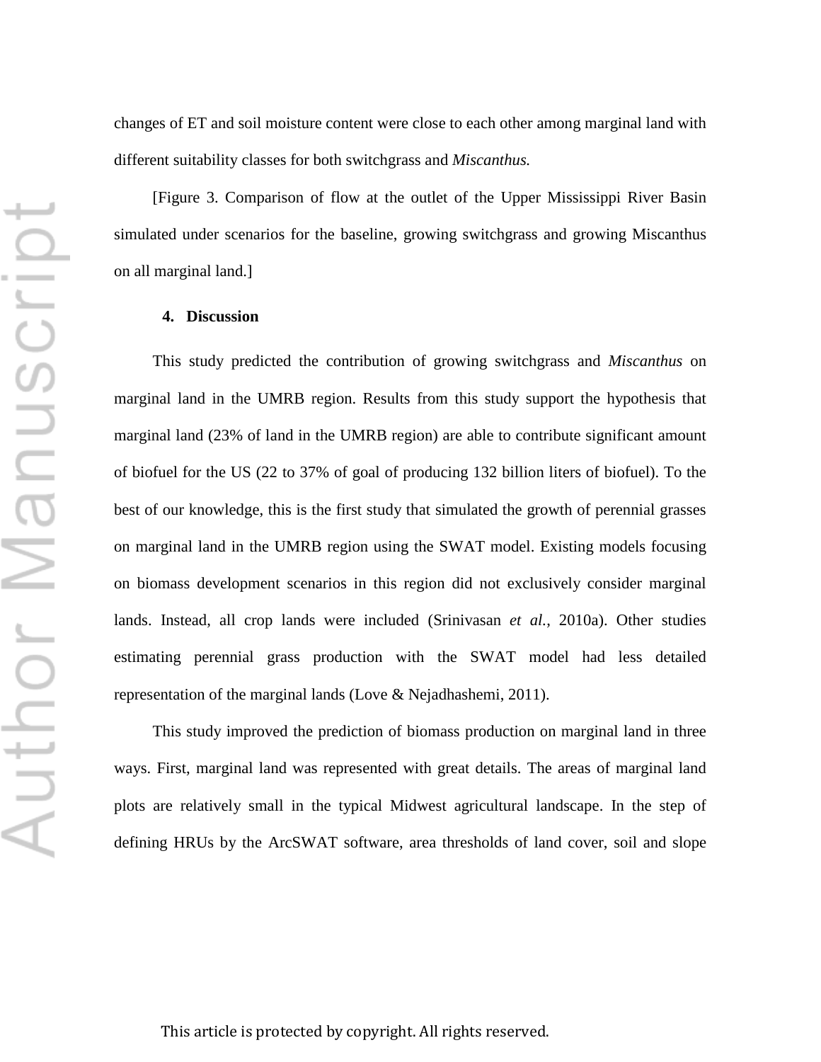changes of ET and soil moisture content were close to each other among marginal land with different suitability classes for both switchgrass and *Miscanthus.*

[Figure 3. Comparison of flow at the outlet of the Upper Mississippi River Basin simulated under scenarios for the baseline, growing switchgrass and growing Miscanthus on all marginal land.]

## 4. Discussion

This study predicted the contribution of growing switchgrass and *Miscanthus* on marginal land in the UMRB region. Results from this study support the hypothesis that marginal land (23% of land in the UMRB region) are able to contribute significant amount of biofuel for the US (22 to 37% of goal of producing 132 billion liters of biofuel). To the best of our knowledge, this is the first study that simulated the growth of perennial grasses on marginal land in the UMRB region using the SWAT model. Existing models focusing on biomass development scenarios in this region did not exclusively consider marginal lands. Instead, all crop lands were included (Srinivasan *et al.*, 2010a). Other studies estimating perennial grass production with the SWAT model had less detailed representation of the marginal lands (Love & Nejadhashemi, 2011).

This study improved the prediction of biomass production on marginal land in three ways. First, marginal land was represented with great details. The areas of marginal land plots are relatively small in the typical Midwest agricultural landscape. In the step of defining HRUs by the ArcSWAT software, area thresholds of land cover, soil and slope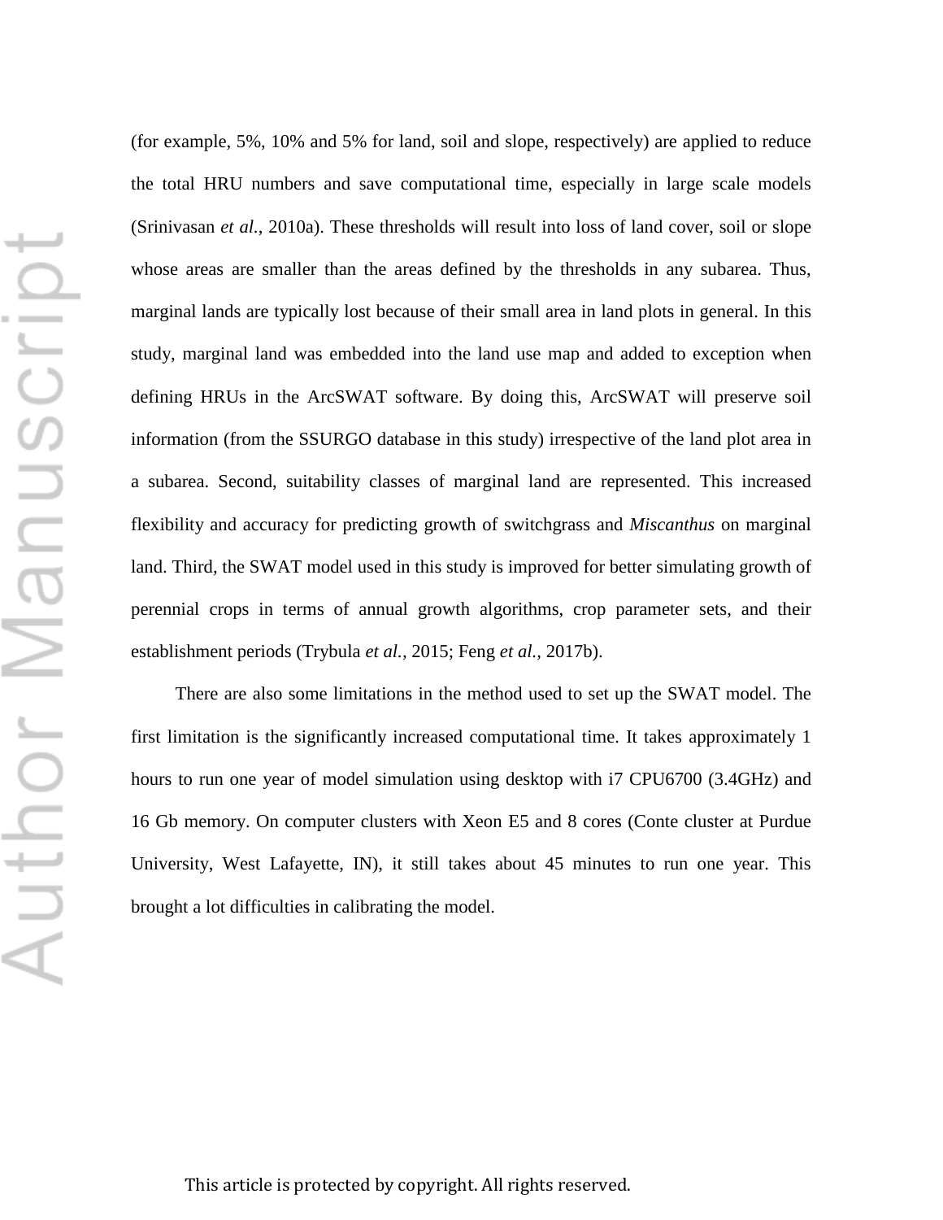(for example, 5%, 10% and 5% for land, soil and slope, respectively) are applied to reduce the total HRU numbers and save computational time, especially in large scale models (Srinivasan *et al.*, 2010a). These thresholds will result into loss of land cover, soil or slope whose areas are smaller than the areas defined by the thresholds in any subarea. Thus, marginal lands are typically lost because of their small area in land plots in general. In this study, marginal land was embedded into the land use map and added to exception when defining HRUs in the ArcSWAT software. By doing this, ArcSWAT will preserve soil information (from the SSURGO database in this study) irrespective of the land plot area in a subarea. Second, suitability classes of marginal land are represented. This increased flexibility and accuracy for predicting growth of switchgrass and *Miscanthus* on marginal land. Third, the SWAT model used in this study is improved for better simulating growth of perennial crops in terms of annual growth algorithms, crop parameter sets, and their establishment periods (Trybula *et al.*, 2015; Feng *et al.*, 2017b).

There are also some limitations in the method used to set up the SWAT model. The first limitation is the significantly increased computational time. It takes approximately 1 hours to run one year of model simulation using desktop with i7 CPU6700 (3.4GHz) and 16 Gb memory. On computer clusters with Xeon E5 and 8 cores (Conte cluster at Purdue University, West Lafayette, IN), it still takes about 45 minutes to run one year. This brought a lot difficulties in calibrating the model.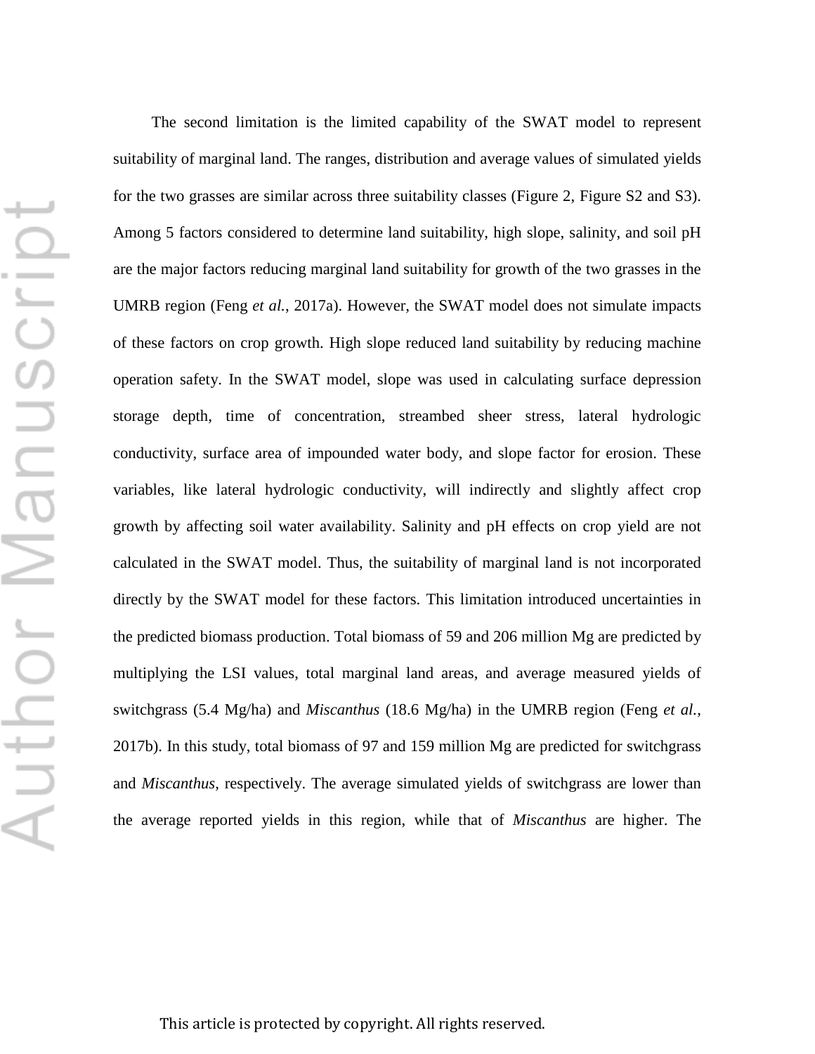The second limitation is the limited capability of the SWAT model to represent suitability of marginal land. The ranges, distribution and average values of simulated yields for the two grasses are similar across three suitability classes (Figure 2, Figure S2 and S3). Among 5 factors considered to determine land suitability, high slope, salinity, and soil pH are the major factors reducing marginal land suitability for growth of the two grasses in the UMRB region (Feng *et al.*, 2017a). However, the SWAT model does not simulate impacts of these factors on crop growth. High slope reduced land suitability by reducing machine operation safety. In the SWAT model, slope was used in calculating surface depression storage depth, time of concentration, streambed sheer stress, lateral hydrologic conductivity, surface area of impounded water body, and slope factor for erosion. These variables, like lateral hydrologic conductivity, will indirectly and slightly affect crop growth by affecting soil water availability. Salinity and pH effects on crop yield are not calculated in the SWAT model. Thus, the suitability of marginal land is not incorporated directly by the SWAT model for these factors. This limitation introduced uncertainties in the predicted biomass production. Total biomass of 59 and 206 million Mg are predicted by multiplying the LSI values, total marginal land areas, and average measured yields of switchgrass (5.4 Mg/ha) and *Miscanthus* (18.6 Mg/ha) in the UMRB region (Feng *et al.*, 2017b). In this study, total biomass of 97 and 159 million Mg are predicted for switchgrass and *Miscanthus*, respectively. The average simulated yields of switchgrass are lower than the average reported yields in this region, while that of *Miscanthus* are higher. The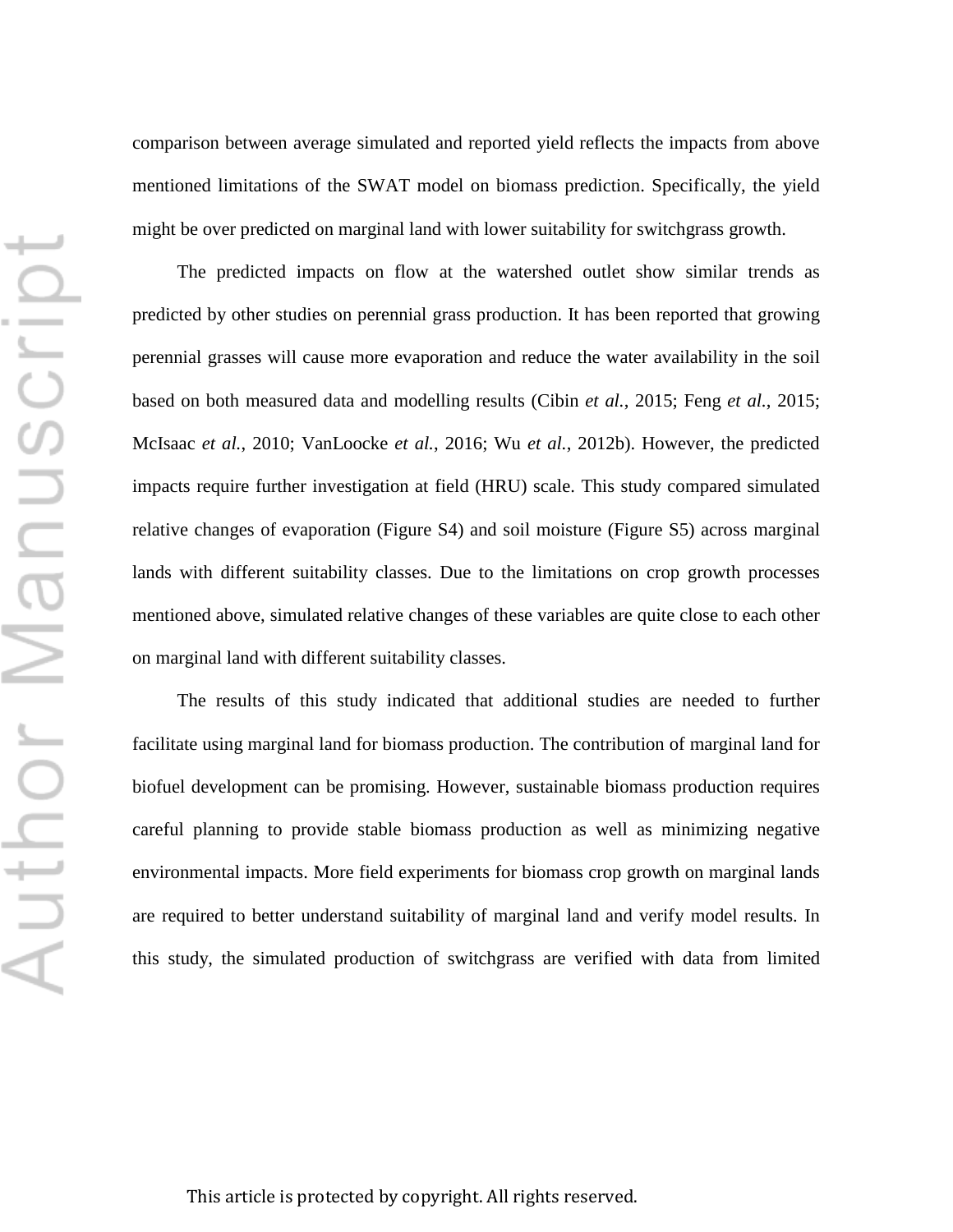comparison between average simulated and reported yield reflects the impacts from above mentioned limitations of the SWAT model on biomass prediction. Specifically, the yield might be over predicted on marginal land with lower suitability for switchgrass growth.

The predicted impacts on flow at the watershed outlet show similar trends as predicted by other studies on perennial grass production. It has been reported that growing perennial grasses will cause more evaporation and reduce the water availability in the soil based on both measured data and modelling results (Cibin *et al.*, 2015; Feng *et al.*, 2015; McIsaac *et al.*, 2010; VanLoocke *et al.*, 2016; Wu *et al.*, 2012b). However, the predicted impacts require further investigation at field (HRU) scale. This study compared simulated relative changes of evaporation (Figure S4) and soil moisture (Figure S5) across marginal lands with different suitability classes. Due to the limitations on crop growth processes mentioned above, simulated relative changes of these variables are quite close to each other on marginal land with different suitability classes.

The results of this study indicated that additional studies are needed to further facilitate using marginal land for biomass production. The contribution of marginal land for biofuel development can be promising. However, sustainable biomass production requires careful planning to provide stable biomass production as well as minimizing negative environmental impacts. More field experiments for biomass crop growth on marginal lands are required to better understand suitability of marginal land and verify model results. In this study, the simulated production of switchgrass are verified with data from limited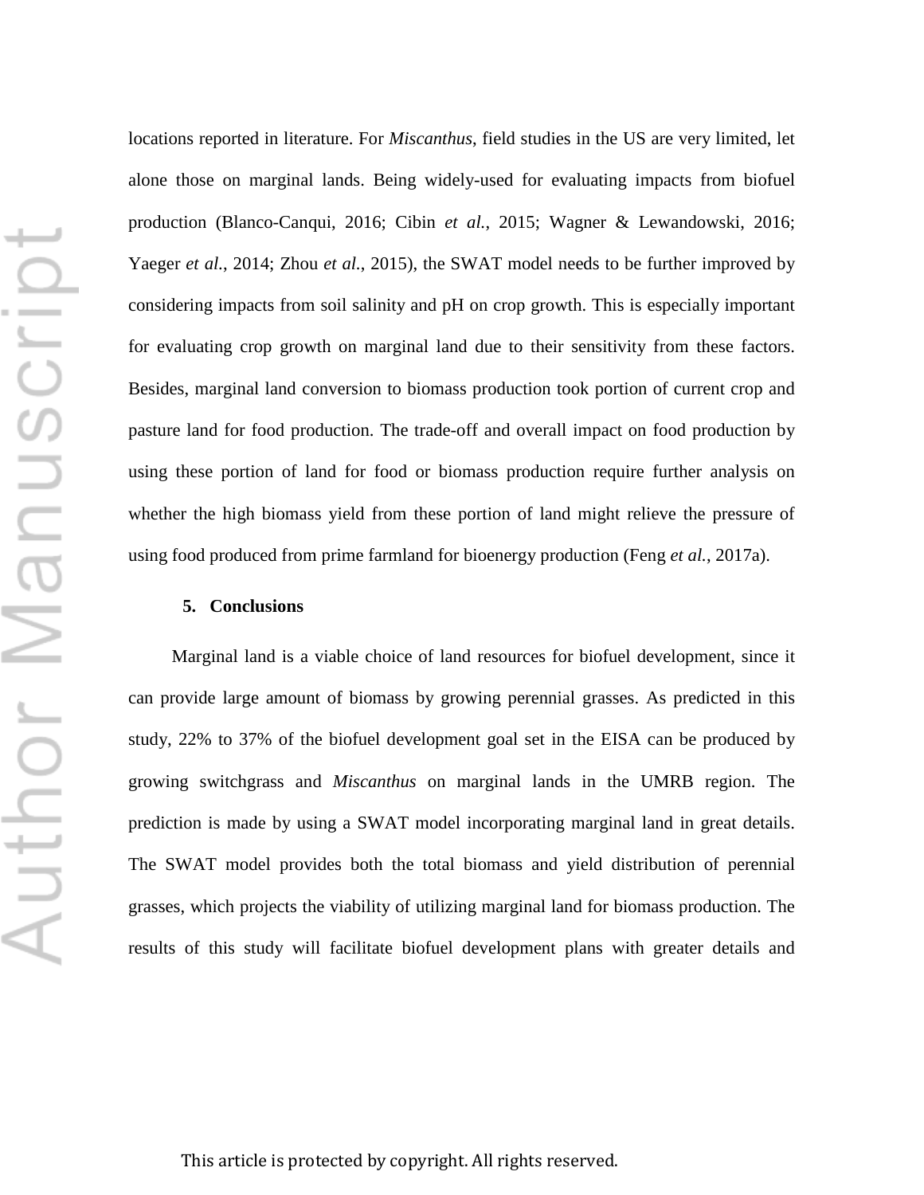locations reported in literature. For *Miscanthus*, field studies in the US are very limited, let alone those on marginal lands. Being widely-used for evaluating impacts from biofuel production (Blanco-Canqui, 2016; Cibin *et al.*, 2015; Wagner & Lewandowski, 2016; Yaeger *et al.*, 2014; Zhou *et al.*, 2015), the SWAT model needs to be further improved by considering impacts from soil salinity and pH on crop growth. This is especially important for evaluating crop growth on marginal land due to their sensitivity from these factors. Besides, marginal land conversion to biomass production took portion of current crop and pasture land for food production. The trade-off and overall impact on food production by using these portion of land for food or biomass production require further analysis on whether the high biomass yield from these portion of land might relieve the pressure of using food produced from prime farmland for bioenergy production (Feng *et al.*, 2017a).

## 5. Conclusions

Marginal land is a viable choice of land resources for biofuel development, since it can provide large amount of biomass by growing perennial grasses. As predicted in this study, 22% to 37% of the biofuel development goal set in the EISA can be produced by growing switchgrass and *Miscanthus* on marginal lands in the UMRB region. The prediction is made by using a SWAT model incorporating marginal land in great details. The SWAT model provides both the total biomass and yield distribution of perennial grasses, which projects the viability of utilizing marginal land for biomass production. The results of this study will facilitate biofuel development plans with greater details and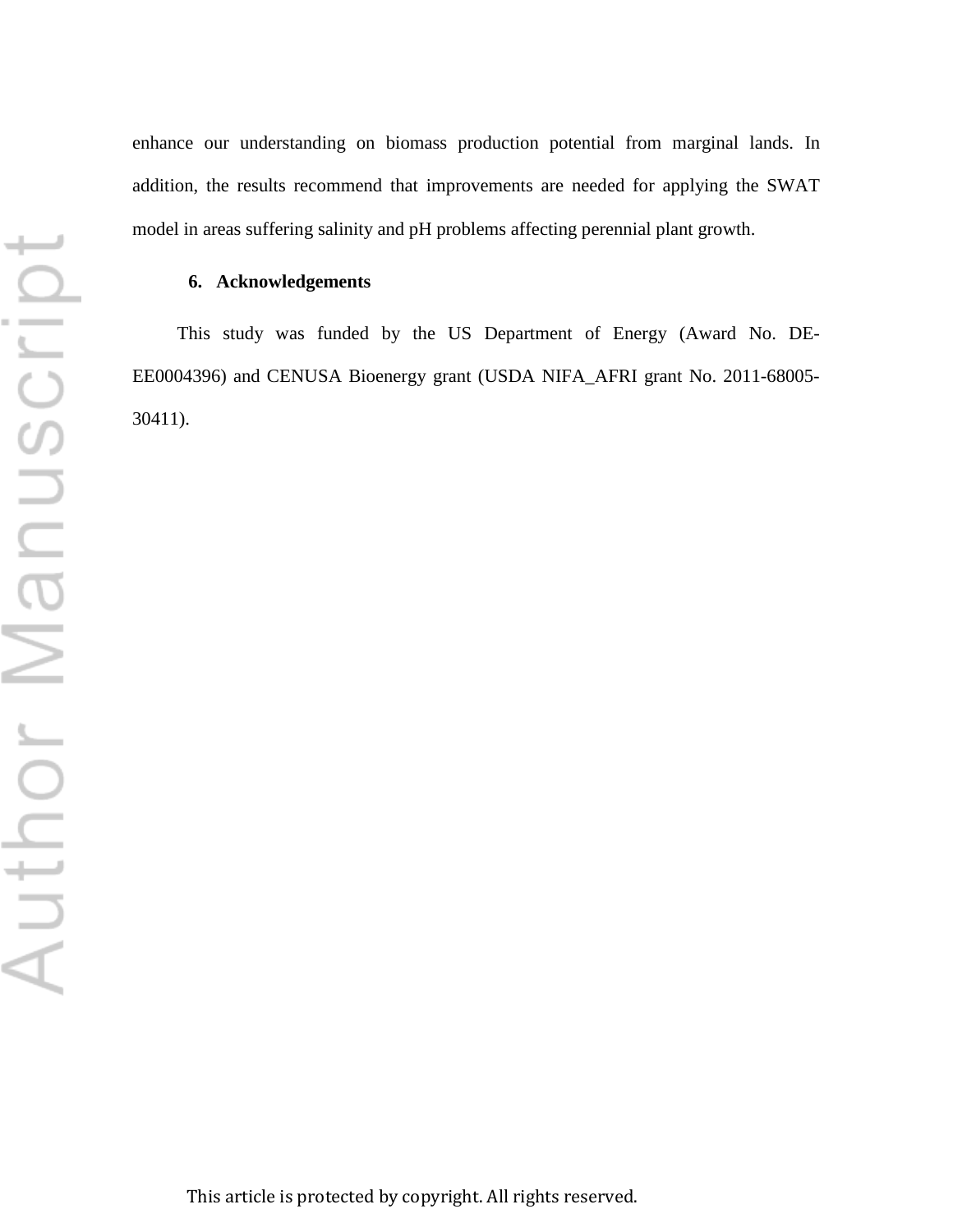enhance our understanding on biomass production potential from marginal lands. In addition, the results recommend that improvements are needed for applying the SWAT model in areas suffering salinity and pH problems affecting perennial plant growth.

## 6. Acknowledgements

This study was funded by the US Department of Energy (Award No. DE-EE0004396) and CENUSA Bioenergy grant (USDA NIFA_AFRI grant No. 2011-68005-30411).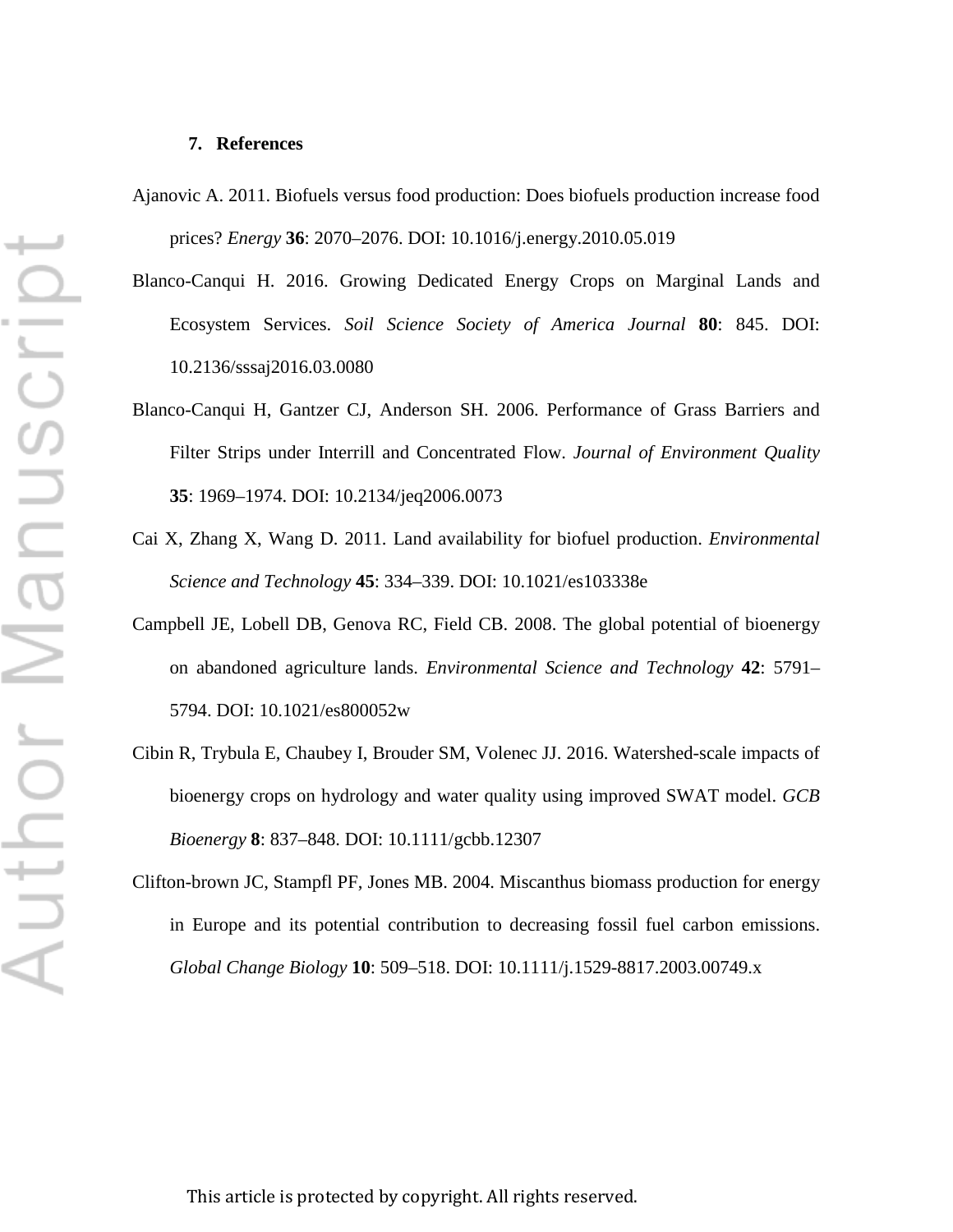## 7. References

Ajanovic A. 2011. Biofuels versus food production: Does biofuels production increase food prices? *Energy* **36**: 2070–2076. DOI: 10.1016/j.energy.2010.05.019

Blanco-Canqui H. 2016. Growing Dedicated Energy Crops on Marginal Lands and Ecosystem Services. *Soil Science Society of America Journal* **80**: 845. DOI: 10.2136/sssaj2016.03.0080

Blanco-Canqui H, Gantzer CJ, Anderson SH. 2006. Performance of Grass Barriers and Filter Strips under Interrill and Concentrated Flow. *Journal of Environment Quality* **35**: 1969–1974. DOI: 10.2134/jeq2006.0073

Cai X, Zhang X, Wang D. 2011. Land availability for biofuel production. *Environmental Science and Technology* **45**: 334–339. DOI: 10.1021/es103338e

Campbell JE, Lobell DB, Genova RC, Field CB. 2008. The global potential of bioenergy on abandoned agriculture lands. *Environmental Science and Technology* **42**: 5791–5794. DOI: 10.1021/es800052w

Cibin R, Trybula E, Chaubey I, Brouder SM, Volenec JJ. 2016. Watershed-scale impacts of bioenergy crops on hydrology and water quality using improved SWAT model. *GCB Bioenergy* **8**: 837–848. DOI: 10.1111/gcbb.12307

Clifton-brown JC, Stampfl PF, Jones MB. 2004. Miscanthus biomass production for energy in Europe and its potential contribution to decreasing fossil fuel carbon emissions. *Global Change Biology* **10**: 509–518. DOI: 10.1111/j.1529-8817.2003.00749.x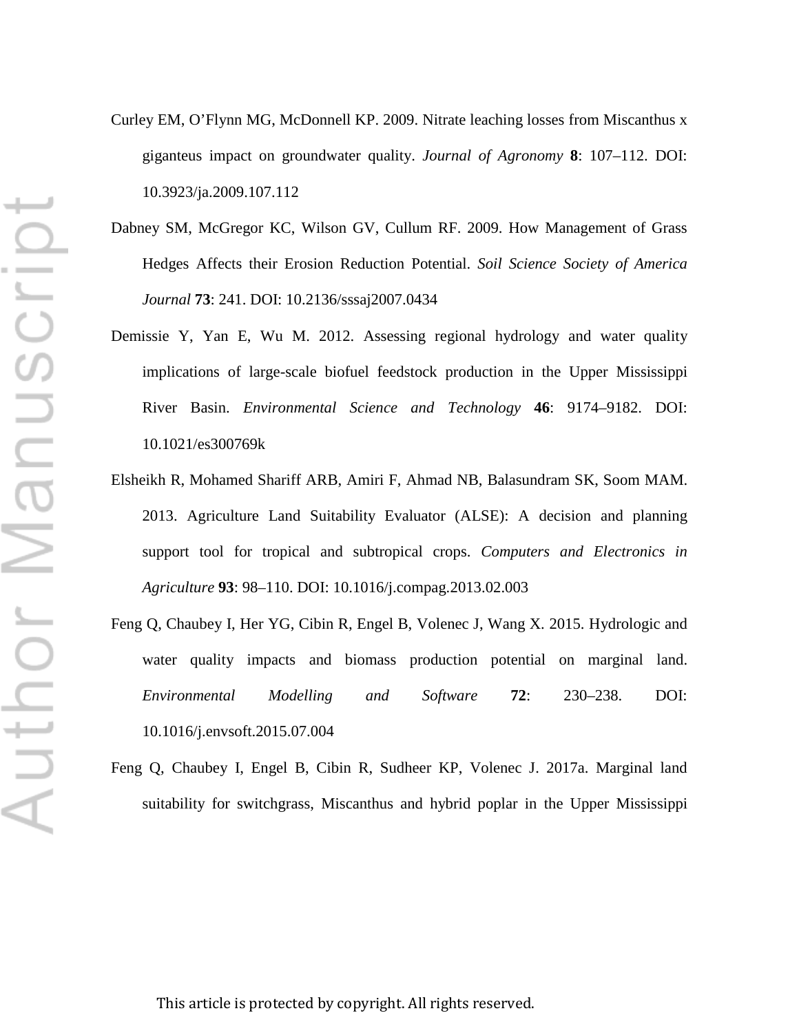Curley EM, O'Flynn MG, McDonnell KP. 2009. Nitrate leaching losses from Miscanthus x giganteus impact on groundwater quality. *Journal of Agronomy* **8**: 107–112. DOI: 10.3923/ja.2009.107.112

Dabney SM, McGregor KC, Wilson GV, Cullum RF. 2009. How Management of Grass Hedges Affects their Erosion Reduction Potential. *Soil Science Society of America Journal* **73**: 241. DOI: 10.2136/sssaj2007.0434

Demissie Y, Yan E, Wu M. 2012. Assessing regional hydrology and water quality implications of large-scale biofuel feedstock production in the Upper Mississippi River Basin. *Environmental Science and Technology* **46**: 9174–9182. DOI: 10.1021/es300769k

Elsheikh R, Mohamed Shariff ARB, Amiri F, Ahmad NB, Balasundram SK, Soom MAM. 2013. Agriculture Land Suitability Evaluator (ALSE): A decision and planning support tool for tropical and subtropical crops. *Computers and Electronics in Agriculture* **93**: 98–110. DOI: 10.1016/j.compag.2013.02.003

Feng Q, Chaubey I, Her YG, Cibin R, Engel B, Volenec J, Wang X. 2015. Hydrologic and water quality impacts and biomass production potential on marginal land. *Environmental Modelling and Software* **72**: 230–238. DOI: 10.1016/j.envsoft.2015.07.004

Feng Q, Chaubey I, Engel B, Cibin R, Sudheer KP, Volenec J. 2017a. Marginal land suitability for switchgrass, Miscanthus and hybrid poplar in the Upper Mississippi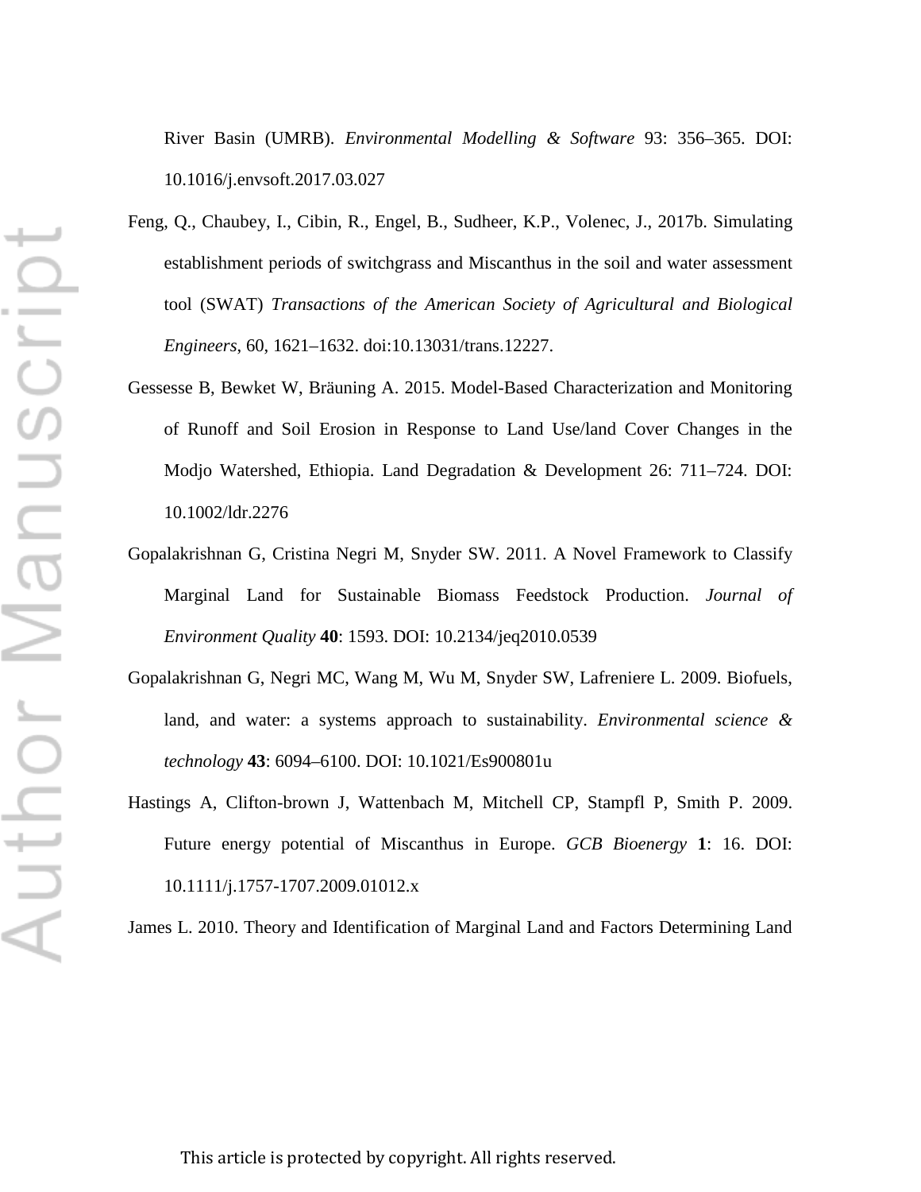River Basin (UMRB). *Environmental Modelling & Software* 93: 356–365. DOI: 10.1016/j.envsoft.2017.03.027

Feng, Q., Chaubey, I., Cibin, R., Engel, B., Sudheer, K.P., Volenec, J., 2017b. Simulating establishment periods of switchgrass and Miscanthus in the soil and water assessment tool (SWAT) *Transactions of the American Society of Agricultural and Biological Engineers*, 60, 1621–1632. doi:10.13031/trans.12227.

Gessesse B, Bewket W, Bräuning A. 2015. Model-Based Characterization and Monitoring of Runoff and Soil Erosion in Response to Land Use/land Cover Changes in the Modjo Watershed, Ethiopia. Land Degradation & Development 26: 711–724. DOI: 10.1002/ldr.2276

Gopalakrishnan G, Cristina Negri M, Snyder SW. 2011. A Novel Framework to Classify Marginal Land for Sustainable Biomass Feedstock Production. *Journal of Environment Quality* **40**: 1593. DOI: 10.2134/jeq2010.0539

Gopalakrishnan G, Negri MC, Wang M, Wu M, Snyder SW, Lafreniere L. 2009. Biofuels, land, and water: a systems approach to sustainability. *Environmental science & technology* **43**: 6094–6100. DOI: 10.1021/Es900801u

Hastings A, Clifton-brown J, Wattenbach M, Mitchell CP, Stampfl P, Smith P. 2009. Future energy potential of Miscanthus in Europe. *GCB Bioenergy* **1**: 16. DOI: 10.1111/j.1757-1707.2009.01012.x

James L. 2010. Theory and Identification of Marginal Land and Factors Determining Land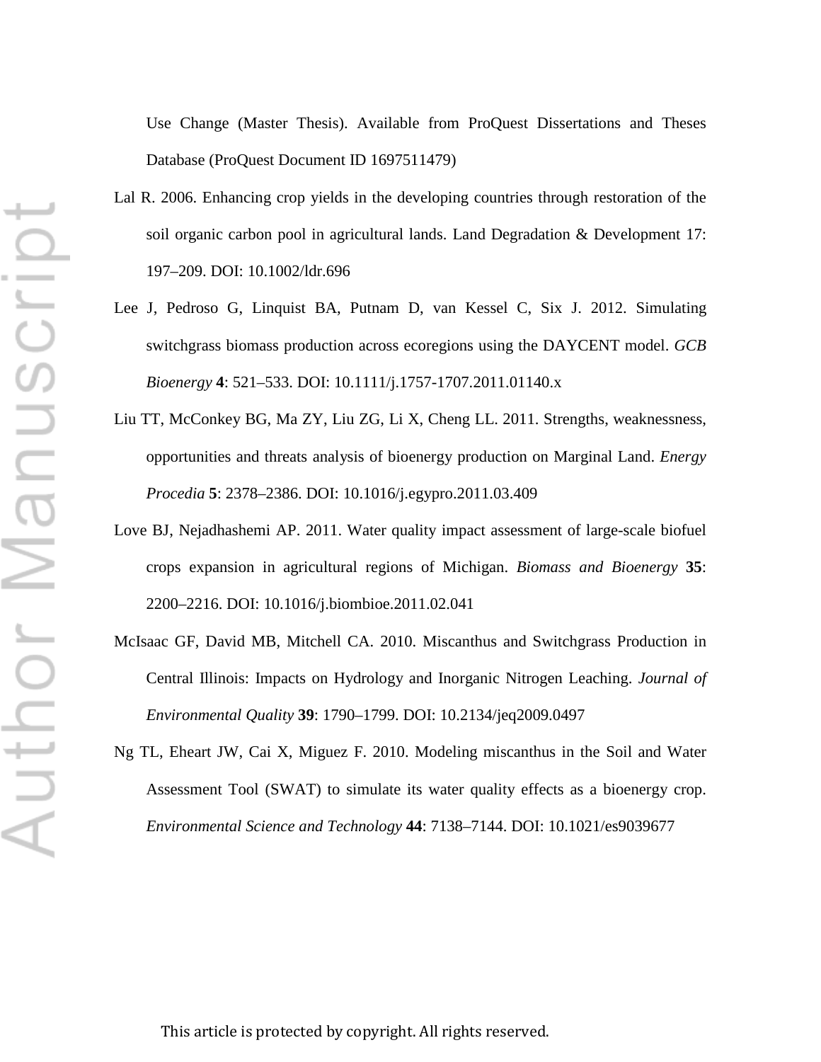Use Change (Master Thesis). Available from ProQuest Dissertations and Theses Database (ProQuest Document ID 1697511479)

Lal R. 2006. Enhancing crop yields in the developing countries through restoration of the soil organic carbon pool in agricultural lands. Land Degradation & Development 17: 197–209. DOI: 10.1002/ldr.696

Lee J, Pedroso G, Linquist BA, Putnam D, van Kessel C, Six J. 2012. Simulating switchgrass biomass production across ecoregions using the DAYCENT model. *GCB Bioenergy* **4**: 521–533. DOI: 10.1111/j.1757-1707.2011.01140.x

Liu TT, McConkey BG, Ma ZY, Liu ZG, Li X, Cheng LL. 2011. Strengths, weaknessness, opportunities and threats analysis of bioenergy production on Marginal Land. *Energy Procedia* **5**: 2378–2386. DOI: 10.1016/j.egypro.2011.03.409

Love BJ, Nejadhashemi AP. 2011. Water quality impact assessment of large-scale biofuel crops expansion in agricultural regions of Michigan. *Biomass and Bioenergy* **35**: 2200–2216. DOI: 10.1016/j.biombioe.2011.02.041

McIsaac GF, David MB, Mitchell CA. 2010. Miscanthus and Switchgrass Production in Central Illinois: Impacts on Hydrology and Inorganic Nitrogen Leaching. *Journal of Environmental Quality* **39**: 1790–1799. DOI: 10.2134/jeq2009.0497

Ng TL, Eheart JW, Cai X, Miguez F. 2010. Modeling miscanthus in the Soil and Water Assessment Tool (SWAT) to simulate its water quality effects as a bioenergy crop. *Environmental Science and Technology* **44**: 7138–7144. DOI: 10.1021/es9039677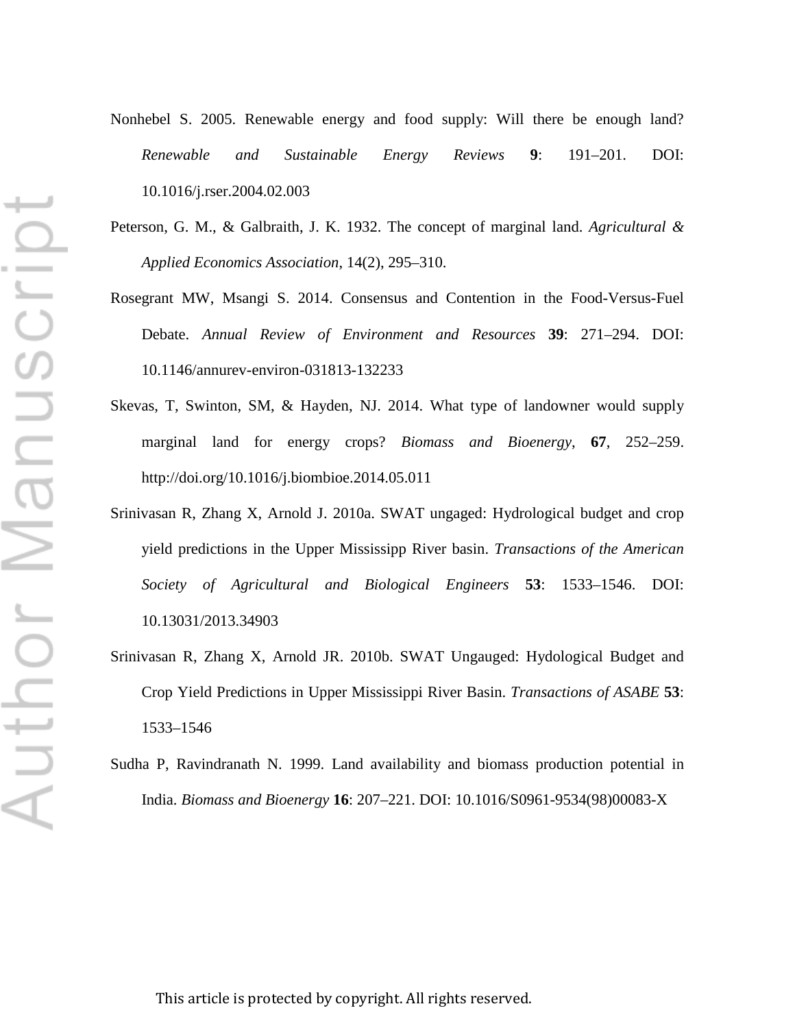Nonhebel S. 2005. Renewable energy and food supply: Will there be enough land? *Renewable and Sustainable Energy Reviews* **9**: 191–201. DOI: 10.1016/j.rser.2004.02.003

Peterson, G. M., & Galbraith, J. K. 1932. The concept of marginal land. *Agricultural & Applied Economics Association*, 14(2), 295–310.

Rosegrant MW, Msangi S. 2014. Consensus and Contention in the Food-Versus-Fuel Debate. *Annual Review of Environment and Resources* **39**: 271–294. DOI: 10.1146/annurev-environ-031813-132233

Skevas, T, Swinton, SM, & Hayden, NJ. 2014. What type of landowner would supply marginal land for energy crops? *Biomass and Bioenergy*, **67**, 252–259. http://doi.org/10.1016/j.biombioe.2014.05.011

Srinivasan R, Zhang X, Arnold J. 2010a. SWAT ungaged: Hydrological budget and crop yield predictions in the Upper Mississipp River basin. *Transactions of the American Society of Agricultural and Biological Engineers* **53**: 1533–1546. DOI: 10.13031/2013.34903

Srinivasan R, Zhang X, Arnold JR. 2010b. SWAT Ungauged: Hydological Budget and Crop Yield Predictions in Upper Mississippi River Basin. *Transactions of ASABE* **53**: 1533–1546

Sudha P, Ravindranath N. 1999. Land availability and biomass production potential in India. *Biomass and Bioenergy* **16**: 207–221. DOI: 10.1016/S0961-9534(98)00083-X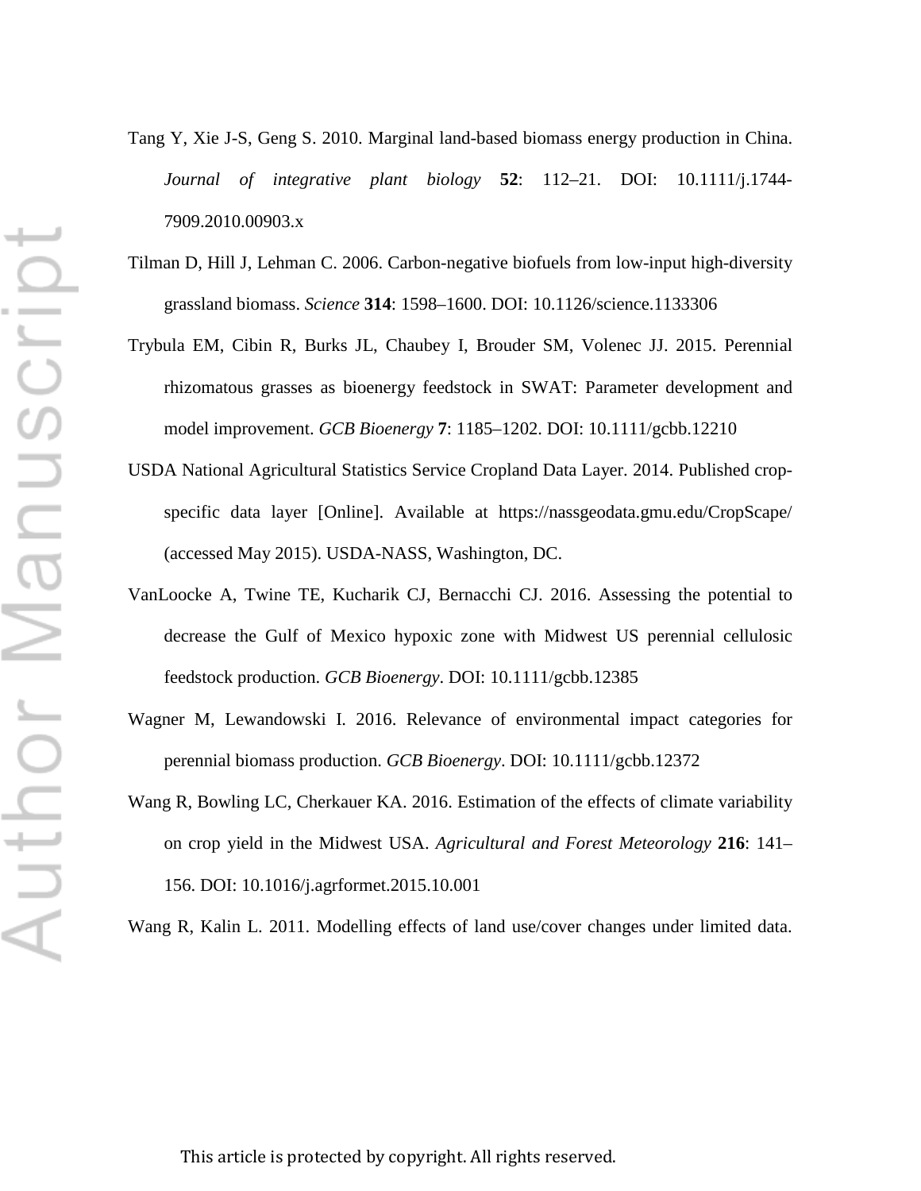Tang Y, Xie J-S, Geng S. 2010. Marginal land-based biomass energy production in China. *Journal of integrative plant biology* **52**: 112–21. DOI: 10.1111/j.1744-7909.2010.00903.x

Tilman D, Hill J, Lehman C. 2006. Carbon-negative biofuels from low-input high-diversity grassland biomass. *Science* **314**: 1598–1600. DOI: 10.1126/science.1133306

Trybula EM, Cibin R, Burks JL, Chaubey I, Brouder SM, Volenec JJ. 2015. Perennial rhizomatous grasses as bioenergy feedstock in SWAT: Parameter development and model improvement. *GCB Bioenergy* **7**: 1185–1202. DOI: 10.1111/gcbb.12210

USDA National Agricultural Statistics Service Cropland Data Layer. 2014. Published crop-specific data layer [Online]. Available at https://nassgeodata.gmu.edu/CropScape/ (accessed May 2015). USDA-NASS, Washington, DC.

VanLoocke A, Twine TE, Kucharik CJ, Bernacchi CJ. 2016. Assessing the potential to decrease the Gulf of Mexico hypoxic zone with Midwest US perennial cellulosic feedstock production. *GCB Bioenergy*. DOI: 10.1111/gcbb.12385

Wagner M, Lewandowski I. 2016. Relevance of environmental impact categories for perennial biomass production. *GCB Bioenergy*. DOI: 10.1111/gcbb.12372

Wang R, Bowling LC, Cherkauer KA. 2016. Estimation of the effects of climate variability on crop yield in the Midwest USA. *Agricultural and Forest Meteorology* **216**: 141–156. DOI: 10.1016/j.agrformet.2015.10.001

Wang R, Kalin L. 2011. Modelling effects of land use/cover changes under limited data.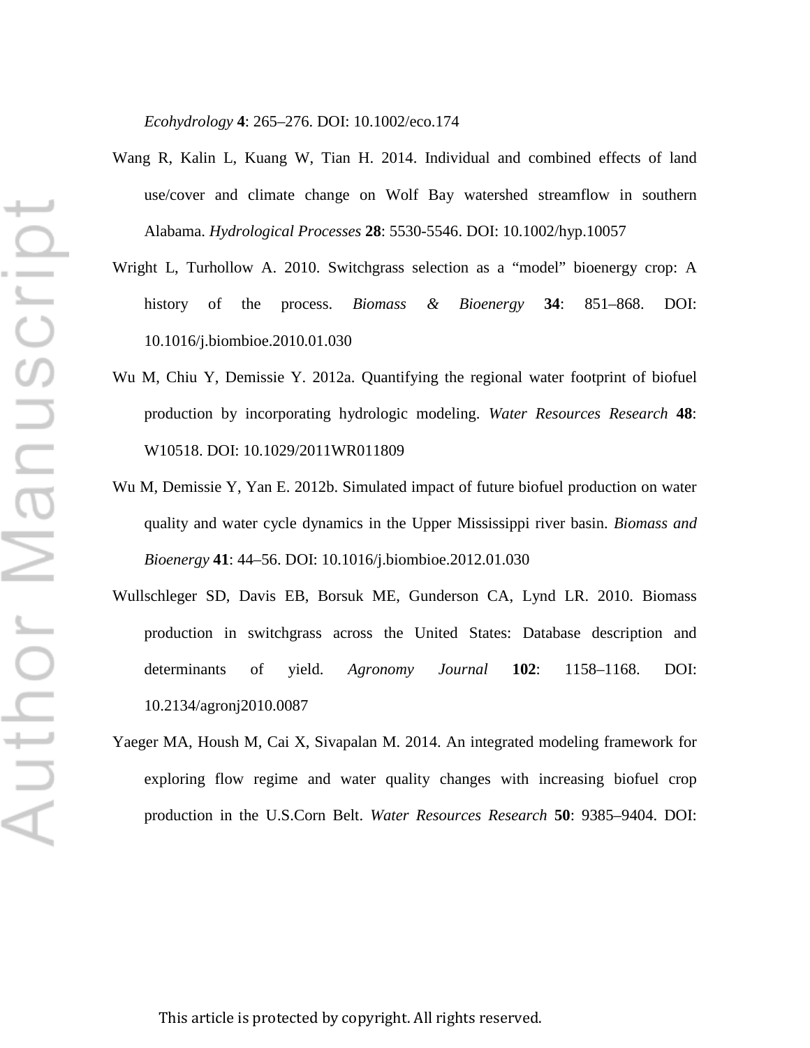*Ecohydrology* **4**: 265–276. DOI: 10.1002/eco.174

Wang R, Kalin L, Kuang W, Tian H. 2014. Individual and combined effects of land use/cover and climate change on Wolf Bay watershed streamflow in southern Alabama. *Hydrological Processes* **28**: 5530-5546. DOI: 10.1002/hyp.10057

Wright L, Turhollow A. 2010. Switchgrass selection as a "model" bioenergy crop: A history of the process. *Biomass & Bioenergy* **34**: 851–868. DOI: 10.1016/j.biombioe.2010.01.030

Wu M, Chiu Y, Demissie Y. 2012a. Quantifying the regional water footprint of biofuel production by incorporating hydrologic modeling. *Water Resources Research* **48**: W10518. DOI: 10.1029/2011WR011809

Wu M, Demissie Y, Yan E. 2012b. Simulated impact of future biofuel production on water quality and water cycle dynamics in the Upper Mississippi river basin. *Biomass and Bioenergy* **41**: 44–56. DOI: 10.1016/j.biombioe.2012.01.030

Wullschleger SD, Davis EB, Borsuk ME, Gunderson CA, Lynd LR. 2010. Biomass production in switchgrass across the United States: Database description and determinants of yield. *Agronomy Journal* **102**: 1158–1168. DOI: 10.2134/agronj2010.0087

Yaeger MA, Housh M, Cai X, Sivapalan M. 2014. An integrated modeling framework for exploring flow regime and water quality changes with increasing biofuel crop production in the U.S.Corn Belt. *Water Resources Research* **50**: 9385–9404. DOI: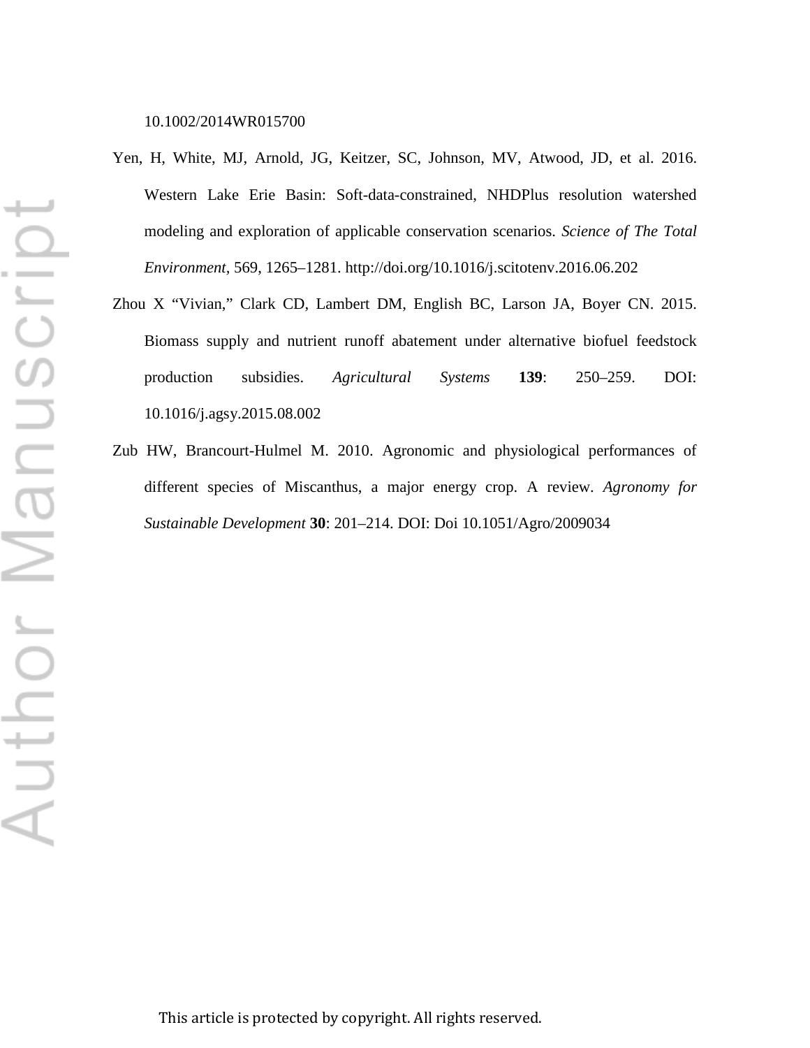10.1002/2014WR015700

Yen, H, White, MJ, Arnold, JG, Keitzer, SC, Johnson, MV, Atwood, JD, et al. 2016. Western Lake Erie Basin: Soft-data-constrained, NHDPlus resolution watershed modeling and exploration of applicable conservation scenarios. *Science of The Total Environment*, 569, 1265–1281. http://doi.org/10.1016/j.scitotenv.2016.06.202

Zhou X "Vivian," Clark CD, Lambert DM, English BC, Larson JA, Boyer CN. 2015. Biomass supply and nutrient runoff abatement under alternative biofuel feedstock production subsidies. *Agricultural Systems* **139**: 250–259. DOI: 10.1016/j.agsy.2015.08.002

Zub HW, Brancourt-Hulmel M. 2010. Agronomic and physiological performances of different species of Miscanthus, a major energy crop. A review. *Agronomy for Sustainable Development* **30**: 201–214. DOI: Doi 10.1051/Agro/2009034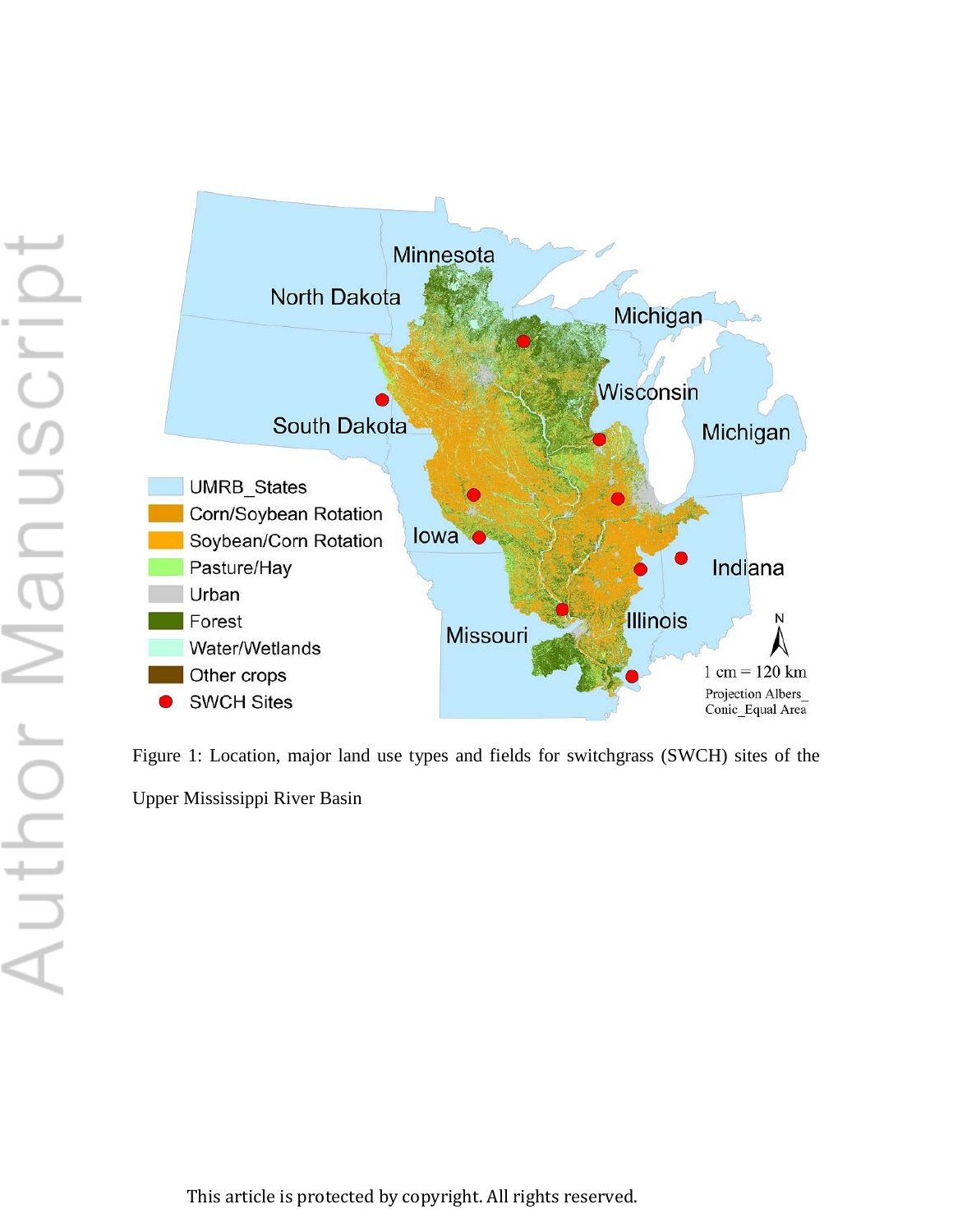Figure 1: Location, major land use types and fields for switchgrass (SWCH) sites of the Upper Mississippi River Basin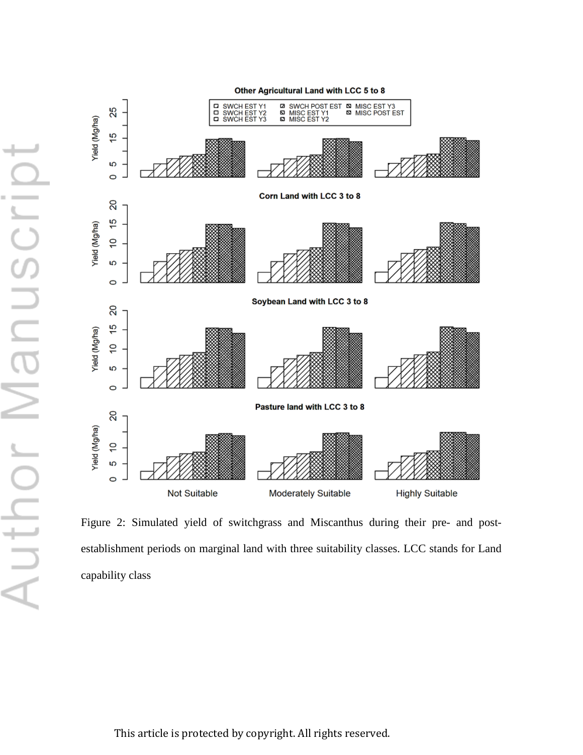Figure 2: Simulated yield of switchgrass and Miscanthus during their pre- and post-establishment periods on marginal land with three suitability classes. LCC stands for Land capability class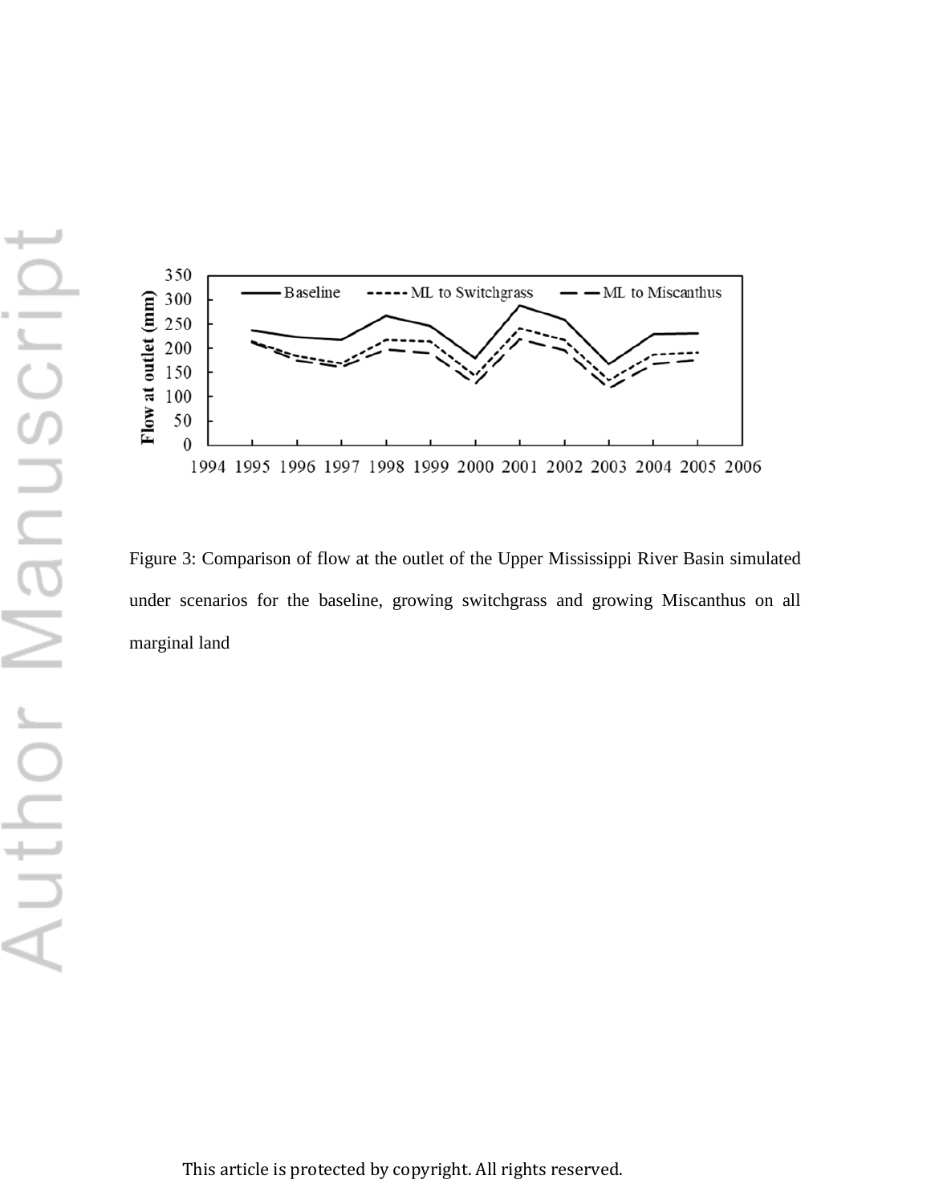Figure 3: Comparison of flow at the outlet of the Upper Mississippi River Basin simulated under scenarios for the baseline, growing switchgrass and growing Miscanthus on all marginal land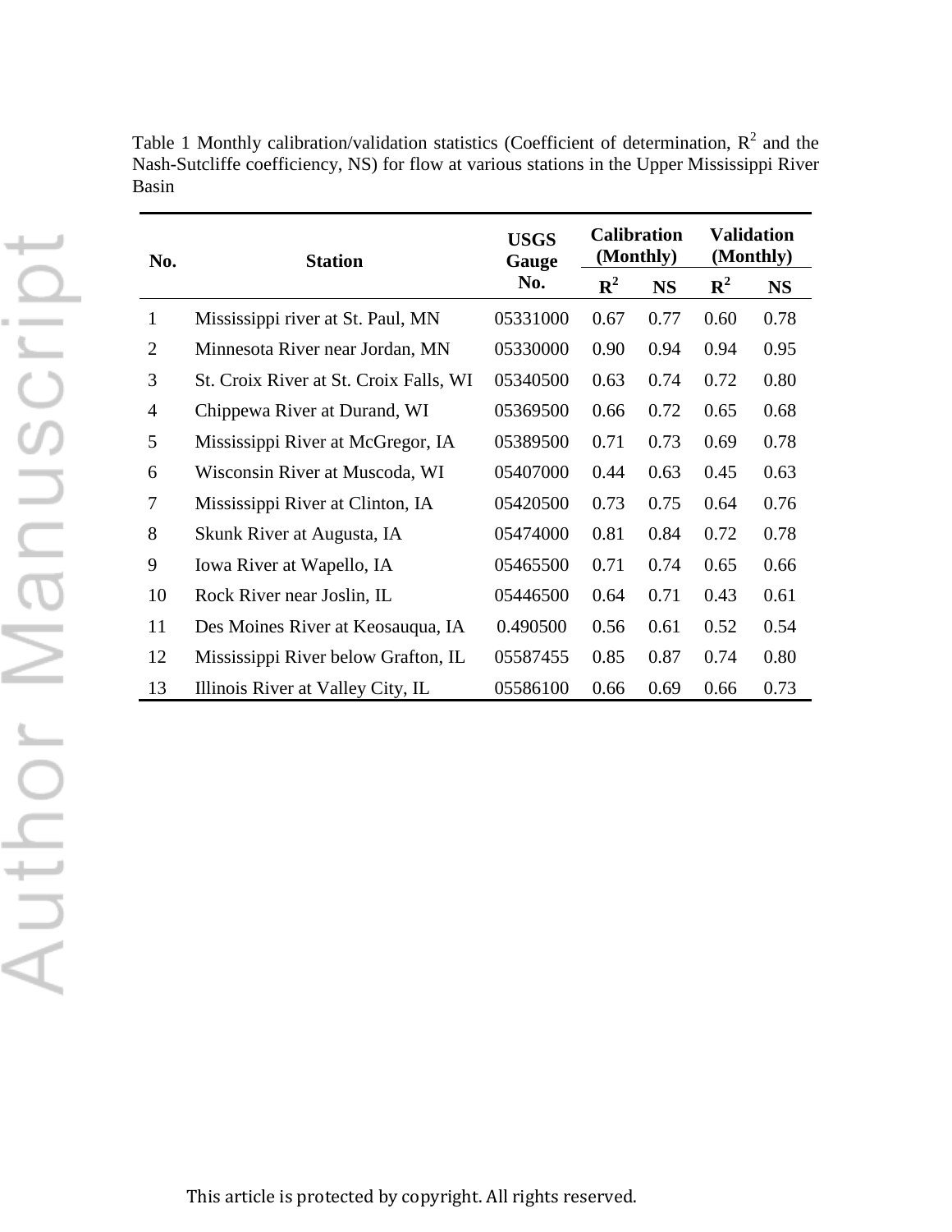Table 1 Monthly calibration/validation statistics (Coefficient of determination, $R^2$ and the Nash-Sutcliffe coefficiency, NS) for flow at various stations in the Upper Mississippi River Basin

| No. | Station | USGS Gauge No. | Calibration (Monthly) | | Validation (Monthly) | |
|---|---|---|---|---|---|---|
| | | | $R^2$ | NS | $R^2$ | NS |
| 1 | Mississippi river at St. Paul, MN | 05331000 | 0.67 | 0.77 | 0.60 | 0.78 |
| 2 | Minnesota River near Jordan, MN | 05330000 | 0.90 | 0.94 | 0.94 | 0.95 |
| 3 | St. Croix River at St. Croix Falls, WI | 05340500 | 0.63 | 0.74 | 0.72 | 0.80 |
| 4 | Chippewa River at Durand, WI | 05369500 | 0.66 | 0.72 | 0.65 | 0.68 |
| 5 | Mississippi River at McGregor, IA | 05389500 | 0.71 | 0.73 | 0.69 | 0.78 |
| 6 | Wisconsin River at Muscoda, WI | 05407000 | 0.44 | 0.63 | 0.45 | 0.63 |
| 7 | Mississippi River at Clinton, IA | 05420500 | 0.73 | 0.75 | 0.64 | 0.76 |
| 8 | Skunk River at Augusta, IA | 05474000 | 0.81 | 0.84 | 0.72 | 0.78 |
| 9 | Iowa River at Wapello, IA | 05465500 | 0.71 | 0.74 | 0.65 | 0.66 |
| 10 | Rock River near Joslin, IL | 05446500 | 0.64 | 0.71 | 0.43 | 0.61 |
| 11 | Des Moines River at Keosauqua, IA | 0.490500 | 0.56 | 0.61 | 0.52 | 0.54 |
| 12 | Mississippi River below Grafton, IL | 05587455 | 0.85 | 0.87 | 0.74 | 0.80 |
| 13 | Illinois River at Valley City, IL | 05586100 | 0.66 | 0.69 | 0.66 | 0.73 |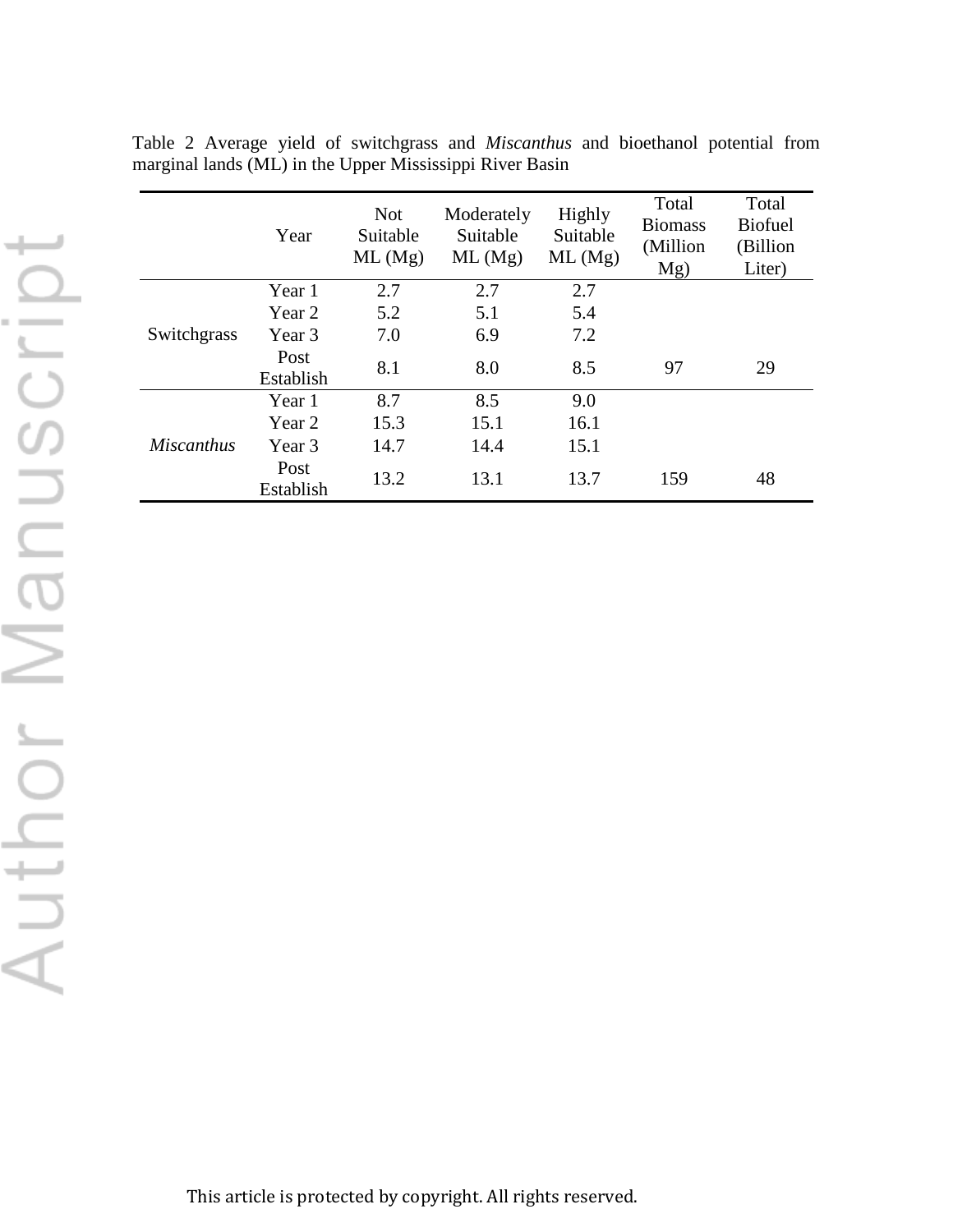Table 2 Average yield of switchgrass and *Miscanthus* and bioethanol potential from marginal lands (ML) in the Upper Mississippi River Basin

| | Year | Not Suitable ML (Mg) | Moderately Suitable ML (Mg) | Highly Suitable ML (Mg) | Total Biomass (Million Mg) | Total Biofuel (Billion Liter) |
|---|---|---|---|---|---|---|
| Switchgrass | Year 1 | 2.7 | 2.7 | 2.7 | | |
| | Year 2 | 5.2 | 5.1 | 5.4 | | |
| | Year 3 | 7.0 | 6.9 | 7.2 | | |
| | Post Establish | 8.1 | 8.0 | 8.5 | 97 | 29 |
| *Miscanthus* | Year 1 | 8.7 | 8.5 | 9.0 | | |
| | Year 2 | 15.3 | 15.1 | 16.1 | | |
| | Year 3 | 14.7 | 14.4 | 15.1 | | |
| | Post Establish | 13.2 | 13.1 | 13.7 | 159 | 48 |